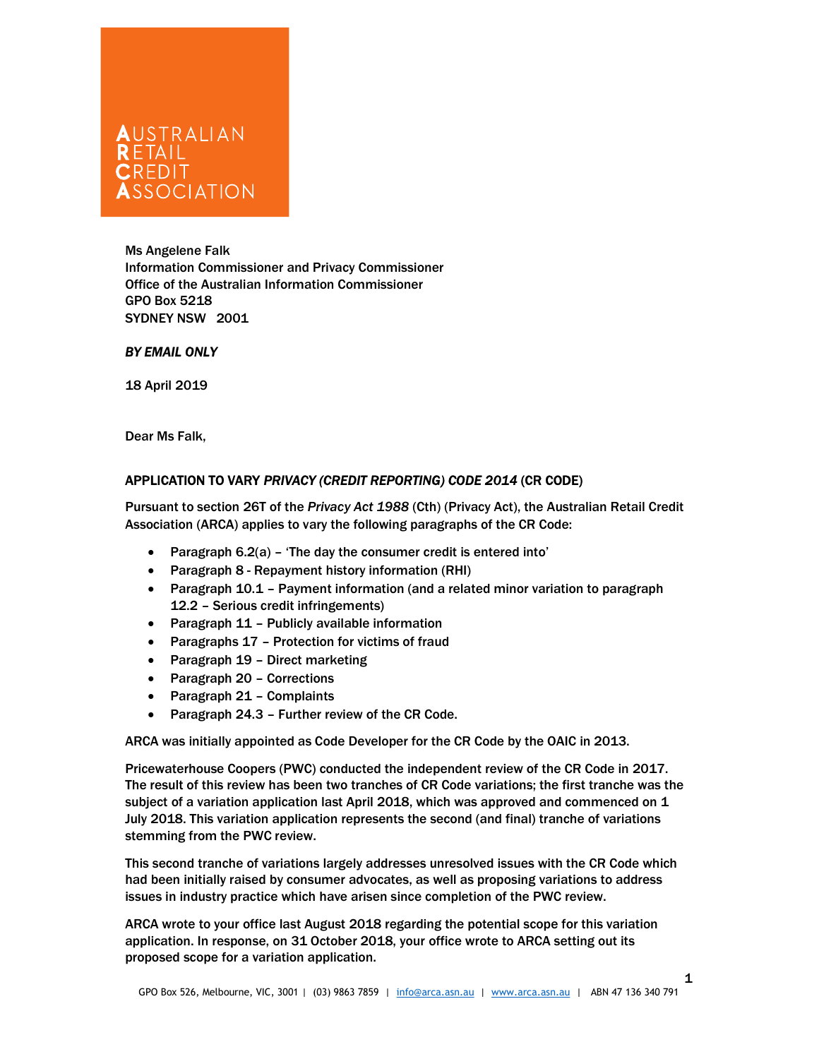AUSTRALIAN RETAIL CREDIT ASSOCIATION

Ms Angelene Falk
Information Commissioner and Privacy Commissioner
Office of the Australian Information Commissioner
GPO Box 5218
SYDNEY NSW 2001

***BY EMAIL ONLY***

18 April 2019

Dear Ms Falk,

**APPLICATION TO VARY *PRIVACY (CREDIT REPORTING) CODE 2014* (CR CODE)**

Pursuant to section 26T of the *Privacy Act 1988* (Cth) (Privacy Act), the Australian Retail Credit Association (ARCA) applies to vary the following paragraphs of the CR Code:

- Paragraph 6.2(a) – 'The day the consumer credit is entered into'
- Paragraph 8 - Repayment history information (RHI)
- Paragraph 10.1 – Payment information (and a related minor variation to paragraph 12.2 – Serious credit infringements)
- Paragraph 11 – Publicly available information
- Paragraphs 17 – Protection for victims of fraud
- Paragraph 19 – Direct marketing
- Paragraph 20 – Corrections
- Paragraph 21 – Complaints
- Paragraph 24.3 – Further review of the CR Code.

ARCA was initially appointed as Code Developer for the CR Code by the OAIC in 2013.

Pricewaterhouse Coopers (PWC) conducted the independent review of the CR Code in 2017. The result of this review has been two tranches of CR Code variations; the first tranche was the subject of a variation application last April 2018, which was approved and commenced on 1 July 2018. This variation application represents the second (and final) tranche of variations stemming from the PWC review.

This second tranche of variations largely addresses unresolved issues with the CR Code which had been initially raised by consumer advocates, as well as proposing variations to address issues in industry practice which have arisen since completion of the PWC review.

ARCA wrote to your office last August 2018 regarding the potential scope for this variation application. In response, on 31 October 2018, your office wrote to ARCA setting out its proposed scope for a variation application.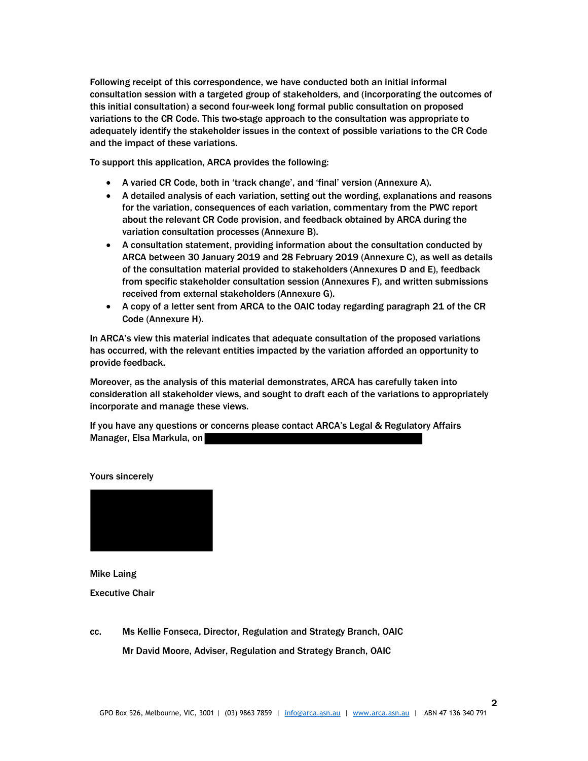Following receipt of this correspondence, we have conducted both an initial informal consultation session with a targeted group of stakeholders, and (incorporating the outcomes of this initial consultation) a second four-week long formal public consultation on proposed variations to the CR Code. This two-stage approach to the consultation was appropriate to adequately identify the stakeholder issues in the context of possible variations to the CR Code and the impact of these variations.

To support this application, ARCA provides the following:

- A varied CR Code, both in 'track change', and 'final' version (Annexure A).
- A detailed analysis of each variation, setting out the wording, explanations and reasons for the variation, consequences of each variation, commentary from the PWC report about the relevant CR Code provision, and feedback obtained by ARCA during the variation consultation processes (Annexure B).
- A consultation statement, providing information about the consultation conducted by ARCA between 30 January 2019 and 28 February 2019 (Annexure C), as well as details of the consultation material provided to stakeholders (Annexures D and E), feedback from specific stakeholder consultation session (Annexures F), and written submissions received from external stakeholders (Annexure G).
- A copy of a letter sent from ARCA to the OAIC today regarding paragraph 21 of the CR Code (Annexure H).

In ARCA's view this material indicates that adequate consultation of the proposed variations has occurred, with the relevant entities impacted by the variation afforded an opportunity to provide feedback.

Moreover, as the analysis of this material demonstrates, ARCA has carefully taken into consideration all stakeholder views, and sought to draft each of the variations to appropriately incorporate and manage these views.

If you have any questions or concerns please contact ARCA's Legal & Regulatory Affairs Manager, Elsa Markula, on

Yours sincerely

Mike Laing

Executive Chair

cc. Ms Kellie Fonseca, Director, Regulation and Strategy Branch, OAIC

Mr David Moore, Adviser, Regulation and Strategy Branch, OAIC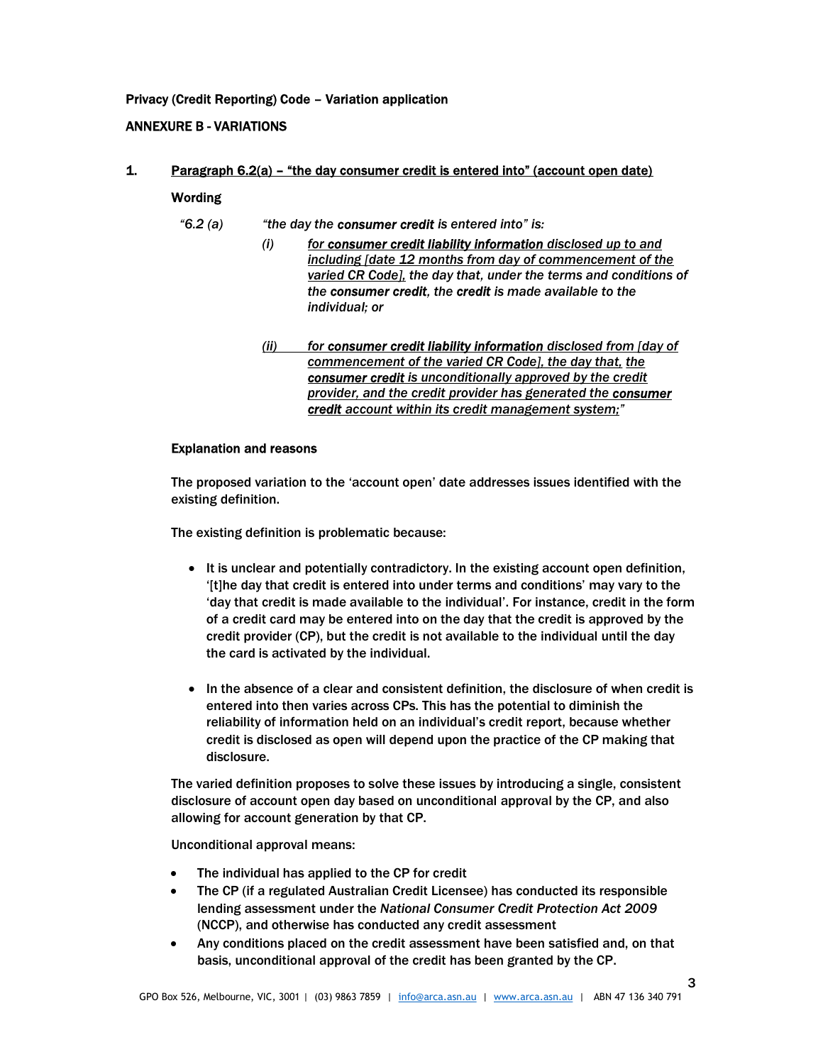**Privacy (Credit Reporting) Code – Variation application**

**ANNEXURE B - VARIATIONS**

## 1. Paragraph 6.2(a) – "the day consumer credit is entered into" (account open date)

**Wording**

*"6.2 (a) "the day the **consumer credit** is entered into" is:*

*(i) <u>for **consumer credit liability information** disclosed up to and including [date 12 months from day of commencement of the varied CR Code],</u> the day that, under the terms and conditions of the **consumer credit**, the **credit** is made available to the individual; or*

*<u>(ii) for **consumer credit liability information** disclosed from [day of commencement of the varied CR Code], the day that, the **consumer credit** is unconditionally approved by the credit provider, and the credit provider has generated the **consumer credit** account within its credit management system;"</u>*

**Explanation and reasons**

The proposed variation to the 'account open' date addresses issues identified with the existing definition.

The existing definition is problematic because:

- It is unclear and potentially contradictory. In the existing account open definition, '[t]he day that credit is entered into under terms and conditions' may vary to the 'day that credit is made available to the individual'. For instance, credit in the form of a credit card may be entered into on the day that the credit is approved by the credit provider (CP), but the credit is not available to the individual until the day the card is activated by the individual.

- In the absence of a clear and consistent definition, the disclosure of when credit is entered into then varies across CPs. This has the potential to diminish the reliability of information held on an individual's credit report, because whether credit is disclosed as open will depend upon the practice of the CP making that disclosure.

The varied definition proposes to solve these issues by introducing a single, consistent disclosure of account open day based on unconditional approval by the CP, and also allowing for account generation by that CP.

Unconditional approval means:

- The individual has applied to the CP for credit
- The CP (if a regulated Australian Credit Licensee) has conducted its responsible lending assessment under the *National Consumer Credit Protection Act 2009* (NCCP), and otherwise has conducted any credit assessment
- Any conditions placed on the credit assessment have been satisfied and, on that basis, unconditional approval of the credit has been granted by the CP.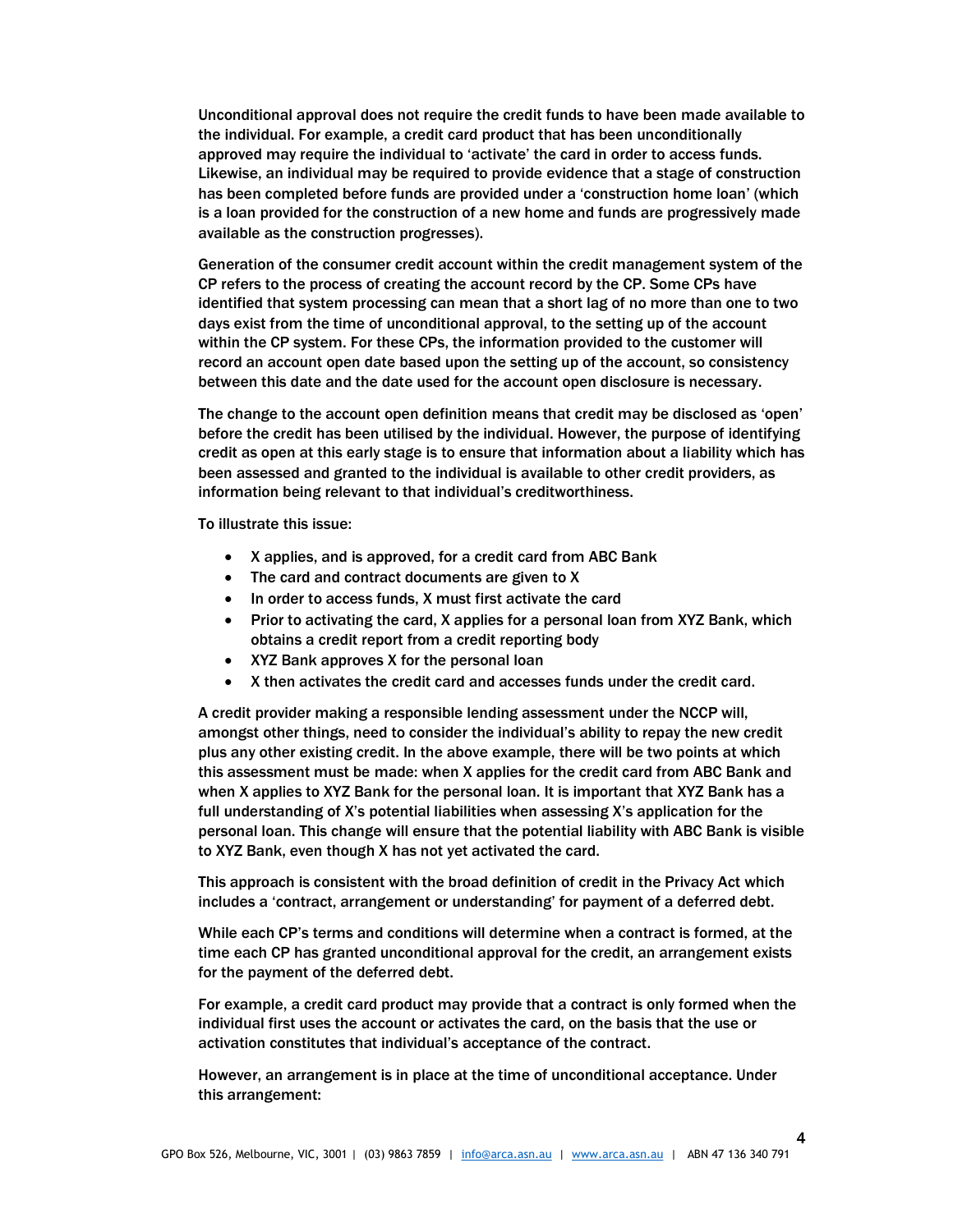Unconditional approval does not require the credit funds to have been made available to the individual. For example, a credit card product that has been unconditionally approved may require the individual to 'activate' the card in order to access funds. Likewise, an individual may be required to provide evidence that a stage of construction has been completed before funds are provided under a 'construction home loan' (which is a loan provided for the construction of a new home and funds are progressively made available as the construction progresses).

Generation of the consumer credit account within the credit management system of the CP refers to the process of creating the account record by the CP. Some CPs have identified that system processing can mean that a short lag of no more than one to two days exist from the time of unconditional approval, to the setting up of the account within the CP system. For these CPs, the information provided to the customer will record an account open date based upon the setting up of the account, so consistency between this date and the date used for the account open disclosure is necessary.

The change to the account open definition means that credit may be disclosed as 'open' before the credit has been utilised by the individual. However, the purpose of identifying credit as open at this early stage is to ensure that information about a liability which has been assessed and granted to the individual is available to other credit providers, as information being relevant to that individual's creditworthiness.

To illustrate this issue:

- X applies, and is approved, for a credit card from ABC Bank
- The card and contract documents are given to X
- In order to access funds, X must first activate the card
- Prior to activating the card, X applies for a personal loan from XYZ Bank, which obtains a credit report from a credit reporting body
- XYZ Bank approves X for the personal loan
- X then activates the credit card and accesses funds under the credit card.

A credit provider making a responsible lending assessment under the NCCP will, amongst other things, need to consider the individual's ability to repay the new credit plus any other existing credit. In the above example, there will be two points at which this assessment must be made: when X applies for the credit card from ABC Bank and when X applies to XYZ Bank for the personal loan. It is important that XYZ Bank has a full understanding of X's potential liabilities when assessing X's application for the personal loan. This change will ensure that the potential liability with ABC Bank is visible to XYZ Bank, even though X has not yet activated the card.

This approach is consistent with the broad definition of credit in the Privacy Act which includes a 'contract, arrangement or understanding' for payment of a deferred debt.

While each CP's terms and conditions will determine when a contract is formed, at the time each CP has granted unconditional approval for the credit, an arrangement exists for the payment of the deferred debt.

For example, a credit card product may provide that a contract is only formed when the individual first uses the account or activates the card, on the basis that the use or activation constitutes that individual's acceptance of the contract.

However, an arrangement is in place at the time of unconditional acceptance. Under this arrangement: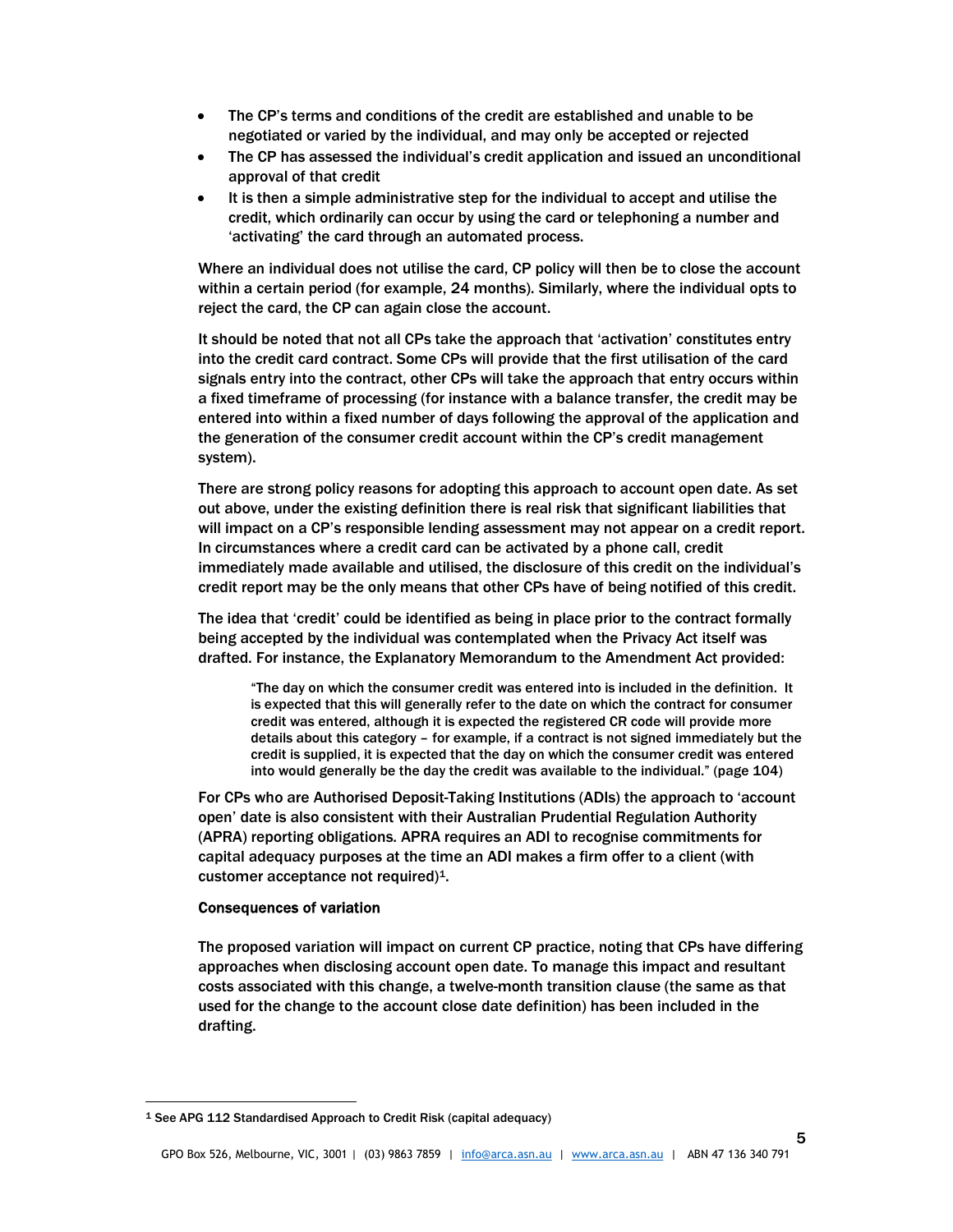- The CP's terms and conditions of the credit are established and unable to be negotiated or varied by the individual, and may only be accepted or rejected
- The CP has assessed the individual's credit application and issued an unconditional approval of that credit
- It is then a simple administrative step for the individual to accept and utilise the credit, which ordinarily can occur by using the card or telephoning a number and 'activating' the card through an automated process.

Where an individual does not utilise the card, CP policy will then be to close the account within a certain period (for example, 24 months). Similarly, where the individual opts to reject the card, the CP can again close the account.

It should be noted that not all CPs take the approach that 'activation' constitutes entry into the credit card contract. Some CPs will provide that the first utilisation of the card signals entry into the contract, other CPs will take the approach that entry occurs within a fixed timeframe of processing (for instance with a balance transfer, the credit may be entered into within a fixed number of days following the approval of the application and the generation of the consumer credit account within the CP's credit management system).

There are strong policy reasons for adopting this approach to account open date. As set out above, under the existing definition there is real risk that significant liabilities that will impact on a CP's responsible lending assessment may not appear on a credit report. In circumstances where a credit card can be activated by a phone call, credit immediately made available and utilised, the disclosure of this credit on the individual's credit report may be the only means that other CPs have of being notified of this credit.

The idea that 'credit' could be identified as being in place prior to the contract formally being accepted by the individual was contemplated when the Privacy Act itself was drafted. For instance, the Explanatory Memorandum to the Amendment Act provided:

> "The day on which the consumer credit was entered into is included in the definition. It is expected that this will generally refer to the date on which the contract for consumer credit was entered, although it is expected the registered CR code will provide more details about this category – for example, if a contract is not signed immediately but the credit is supplied, it is expected that the day on which the consumer credit was entered into would generally be the day the credit was available to the individual." (page 104)

For CPs who are Authorised Deposit-Taking Institutions (ADIs) the approach to 'account open' date is also consistent with their Australian Prudential Regulation Authority (APRA) reporting obligations. APRA requires an ADI to recognise commitments for capital adequacy purposes at the time an ADI makes a firm offer to a client (with customer acceptance not required)[1].

**Consequences of variation**

The proposed variation will impact on current CP practice, noting that CPs have differing approaches when disclosing account open date. To manage this impact and resultant costs associated with this change, a twelve-month transition clause (the same as that used for the change to the account close date definition) has been included in the drafting.

[1] See APG 112 Standardised Approach to Credit Risk (capital adequacy)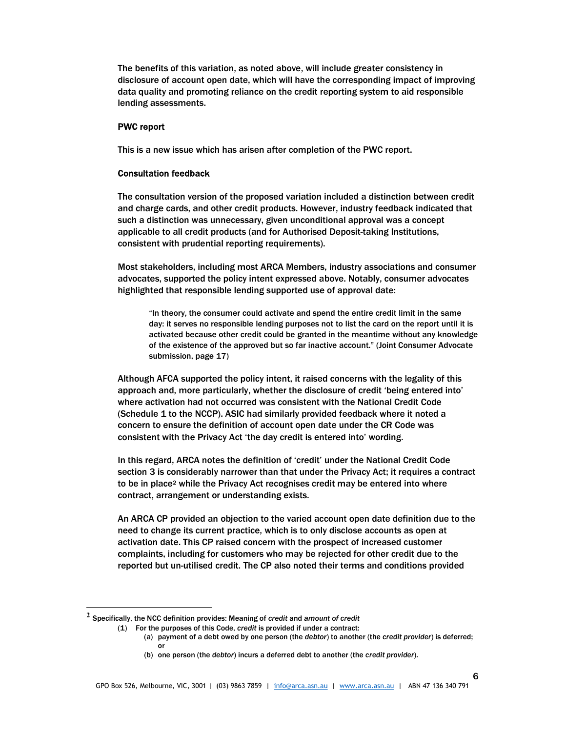The benefits of this variation, as noted above, will include greater consistency in disclosure of account open date, which will have the corresponding impact of improving data quality and promoting reliance on the credit reporting system to aid responsible lending assessments.

**PWC report**

This is a new issue which has arisen after completion of the PWC report.

**Consultation feedback**

The consultation version of the proposed variation included a distinction between credit and charge cards, and other credit products. However, industry feedback indicated that such a distinction was unnecessary, given unconditional approval was a concept applicable to all credit products (and for Authorised Deposit-taking Institutions, consistent with prudential reporting requirements).

Most stakeholders, including most ARCA Members, industry associations and consumer advocates, supported the policy intent expressed above. Notably, consumer advocates highlighted that responsible lending supported use of approval date:

> "In theory, the consumer could activate and spend the entire credit limit in the same day: it serves no responsible lending purposes not to list the card on the report until it is activated because other credit could be granted in the meantime without any knowledge of the existence of the approved but so far inactive account." (Joint Consumer Advocate submission, page 17)

Although AFCA supported the policy intent, it raised concerns with the legality of this approach and, more particularly, whether the disclosure of credit 'being entered into' where activation had not occurred was consistent with the National Credit Code (Schedule 1 to the NCCP). ASIC had similarly provided feedback where it noted a concern to ensure the definition of account open date under the CR Code was consistent with the Privacy Act 'the day credit is entered into' wording.

In this regard, ARCA notes the definition of 'credit' under the National Credit Code section 3 is considerably narrower than that under the Privacy Act; it requires a contract to be in place[2] while the Privacy Act recognises credit may be entered into where contract, arrangement or understanding exists.

An ARCA CP provided an objection to the varied account open date definition due to the need to change its current practice, which is to only disclose accounts as open at activation date. This CP raised concern with the prospect of increased customer complaints, including for customers who may be rejected for other credit due to the reported but un-utilised credit. The CP also noted their terms and conditions provided

---

[2] Specifically, the NCC definition provides: Meaning of *credit* and *amount of credit*

(1) For the purposes of this Code, *credit* is provided if under a contract:

- (a) payment of a debt owed by one person (the *debtor*) to another (the *credit provider*) is deferred; or
- (b) one person (the *debtor*) incurs a deferred debt to another (the *credit provider*).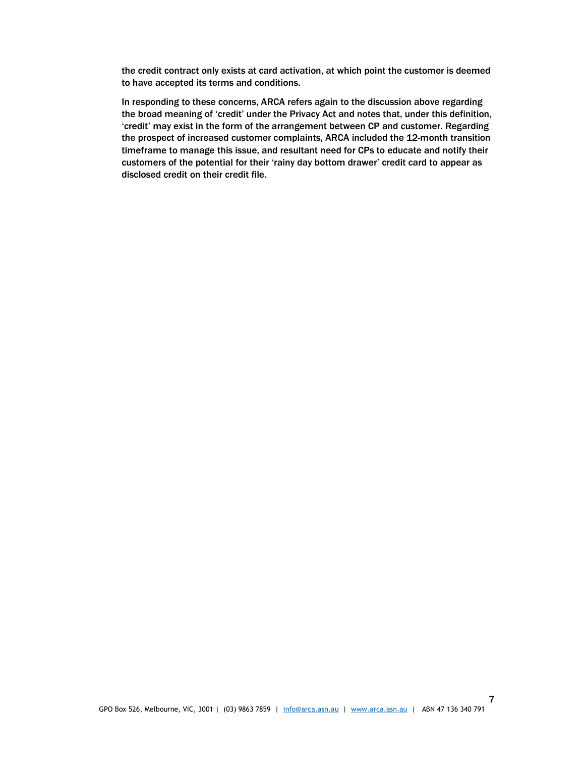the credit contract only exists at card activation, at which point the customer is deemed to have accepted its terms and conditions.

In responding to these concerns, ARCA refers again to the discussion above regarding the broad meaning of 'credit' under the Privacy Act and notes that, under this definition, 'credit' may exist in the form of the arrangement between CP and customer. Regarding the prospect of increased customer complaints, ARCA included the 12-month transition timeframe to manage this issue, and resultant need for CPs to educate and notify their customers of the potential for their 'rainy day bottom drawer' credit card to appear as disclosed credit on their credit file.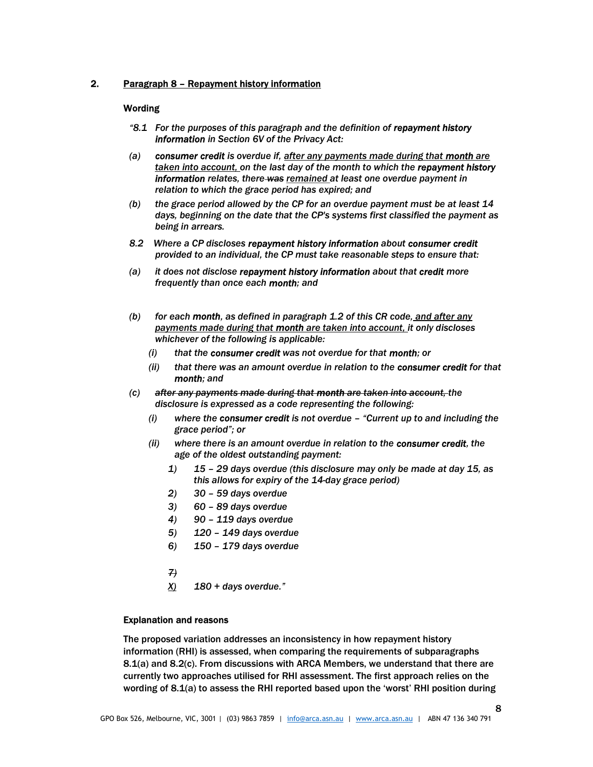## 2. Paragraph 8 – Repayment history information

**Wording**

*"8.1 For the purposes of this paragraph and the definition of* ***repayment history information*** *in Section 6V of the Privacy Act:*

*(a)* ***consumer credit*** *is overdue if, <u>after any payments made during that **month** are taken into account,</u> on the last day of the month to which the **repayment history information** relates, there ~~was~~ <u>remained</u> at least one overdue payment in relation to which the grace period has expired; and*

*(b) the grace period allowed by the CP for an overdue payment must be at least 14 days, beginning on the date that the CP's systems first classified the payment as being in arrears.*

*8.2 Where a CP discloses **repayment history information** about **consumer credit** provided to an individual, the CP must take reasonable steps to ensure that:*

*(a) it does not disclose **repayment history information** about that **credit** more frequently than once each **month**; and*

*(b) for each **month**, as defined in paragraph 1.2 of this CR code, <u>and after any payments made during that **month** are taken into account,</u> it only discloses whichever of the following is applicable:*

- *(i) that the **consumer credit** was not overdue for that **month**; or*
- *(ii) that there was an amount overdue in relation to the **consumer credit** for that **month**; and*

*(c) ~~after any payments made during that **month** are taken into account,~~ the disclosure is expressed as a code representing the following:*

- *(i) where the **consumer credit** is not overdue – "Current up to and including the grace period"; or*
- *(ii) where there is an amount overdue in relation to the **consumer credit**, the age of the oldest outstanding payment:*
  - *1) 15 – 29 days overdue (this disclosure may only be made at day 15, as this allows for expiry of the 14-day grace period)*
  - *2) 30 – 59 days overdue*
  - *3) 60 – 89 days overdue*
  - *4) 90 – 119 days overdue*
  - *5) 120 – 149 days overdue*
  - *6) 150 – 179 days overdue*
  - *~~7)~~*
  - *<u>X)</u> 180 + days overdue."*

**Explanation and reasons**

The proposed variation addresses an inconsistency in how repayment history information (RHI) is assessed, when comparing the requirements of subparagraphs 8.1(a) and 8.2(c). From discussions with ARCA Members, we understand that there are currently two approaches utilised for RHI assessment. The first approach relies on the wording of 8.1(a) to assess the RHI reported based upon the 'worst' RHI position during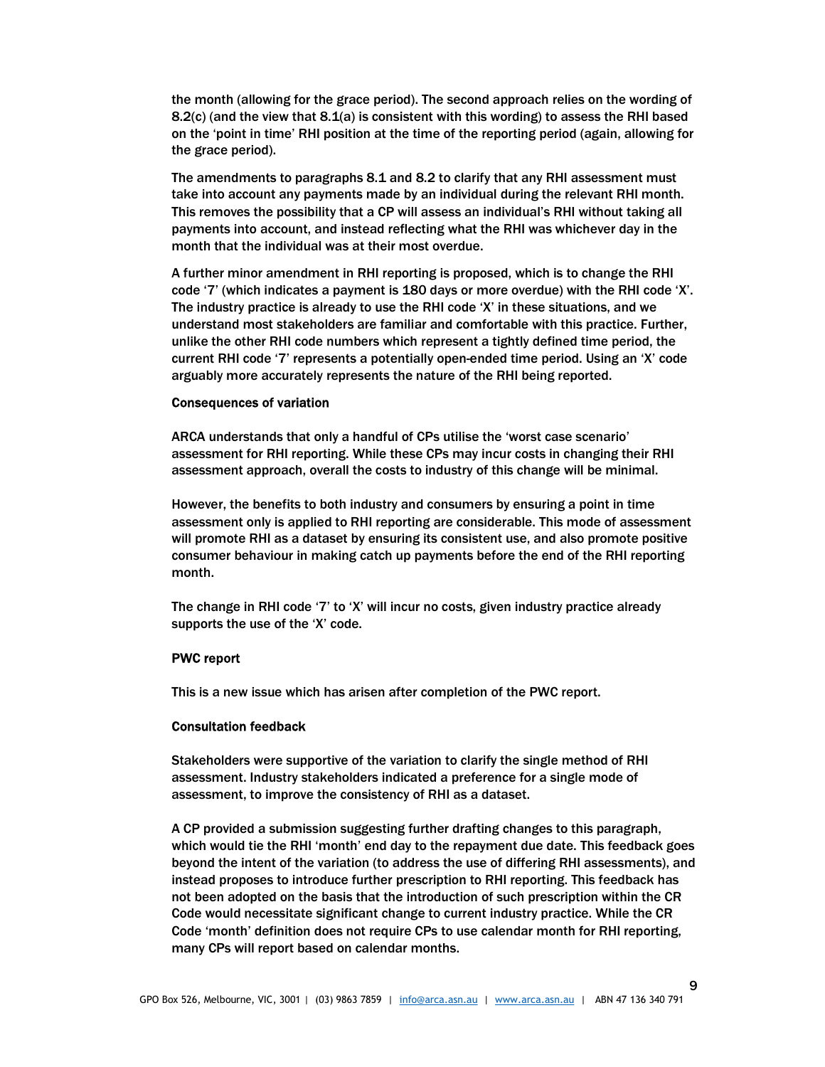the month (allowing for the grace period). The second approach relies on the wording of 8.2(c) (and the view that 8.1(a) is consistent with this wording) to assess the RHI based on the 'point in time' RHI position at the time of the reporting period (again, allowing for the grace period).

The amendments to paragraphs 8.1 and 8.2 to clarify that any RHI assessment must take into account any payments made by an individual during the relevant RHI month. This removes the possibility that a CP will assess an individual's RHI without taking all payments into account, and instead reflecting what the RHI was whichever day in the month that the individual was at their most overdue.

A further minor amendment in RHI reporting is proposed, which is to change the RHI code '7' (which indicates a payment is 180 days or more overdue) with the RHI code 'X'. The industry practice is already to use the RHI code 'X' in these situations, and we understand most stakeholders are familiar and comfortable with this practice. Further, unlike the other RHI code numbers which represent a tightly defined time period, the current RHI code '7' represents a potentially open-ended time period. Using an 'X' code arguably more accurately represents the nature of the RHI being reported.

**Consequences of variation**

ARCA understands that only a handful of CPs utilise the 'worst case scenario' assessment for RHI reporting. While these CPs may incur costs in changing their RHI assessment approach, overall the costs to industry of this change will be minimal.

However, the benefits to both industry and consumers by ensuring a point in time assessment only is applied to RHI reporting are considerable. This mode of assessment will promote RHI as a dataset by ensuring its consistent use, and also promote positive consumer behaviour in making catch up payments before the end of the RHI reporting month.

The change in RHI code '7' to 'X' will incur no costs, given industry practice already supports the use of the 'X' code.

**PWC report**

This is a new issue which has arisen after completion of the PWC report.

**Consultation feedback**

Stakeholders were supportive of the variation to clarify the single method of RHI assessment. Industry stakeholders indicated a preference for a single mode of assessment, to improve the consistency of RHI as a dataset.

A CP provided a submission suggesting further drafting changes to this paragraph, which would tie the RHI 'month' end day to the repayment due date. This feedback goes beyond the intent of the variation (to address the use of differing RHI assessments), and instead proposes to introduce further prescription to RHI reporting. This feedback has not been adopted on the basis that the introduction of such prescription within the CR Code would necessitate significant change to current industry practice. While the CR Code 'month' definition does not require CPs to use calendar month for RHI reporting, many CPs will report based on calendar months.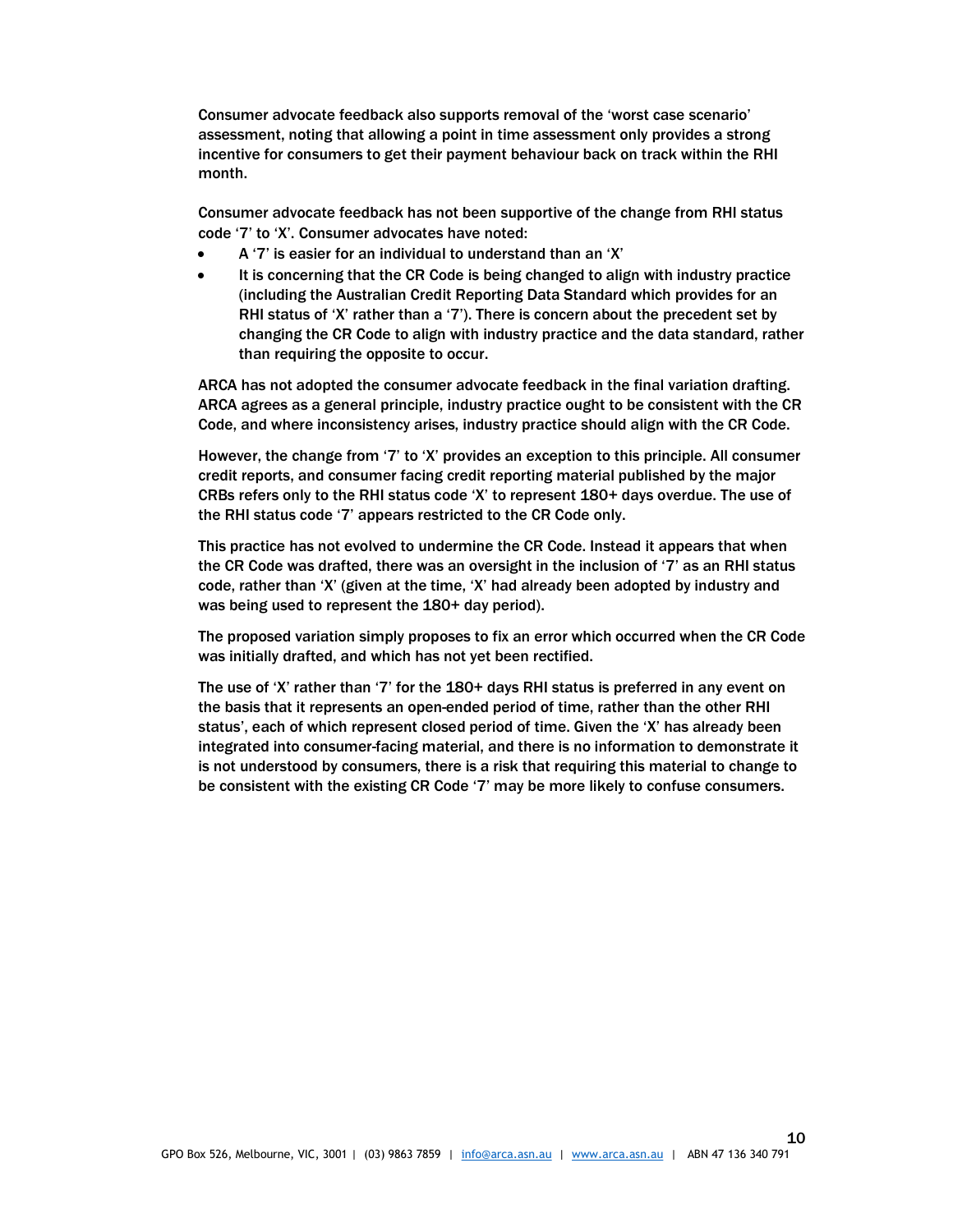Consumer advocate feedback also supports removal of the 'worst case scenario' assessment, noting that allowing a point in time assessment only provides a strong incentive for consumers to get their payment behaviour back on track within the RHI month.

Consumer advocate feedback has not been supportive of the change from RHI status code '7' to 'X'. Consumer advocates have noted:

- A '7' is easier for an individual to understand than an 'X'
- It is concerning that the CR Code is being changed to align with industry practice (including the Australian Credit Reporting Data Standard which provides for an RHI status of 'X' rather than a '7'). There is concern about the precedent set by changing the CR Code to align with industry practice and the data standard, rather than requiring the opposite to occur.

ARCA has not adopted the consumer advocate feedback in the final variation drafting. ARCA agrees as a general principle, industry practice ought to be consistent with the CR Code, and where inconsistency arises, industry practice should align with the CR Code.

However, the change from '7' to 'X' provides an exception to this principle. All consumer credit reports, and consumer facing credit reporting material published by the major CRBs refers only to the RHI status code 'X' to represent 180+ days overdue. The use of the RHI status code '7' appears restricted to the CR Code only.

This practice has not evolved to undermine the CR Code. Instead it appears that when the CR Code was drafted, there was an oversight in the inclusion of '7' as an RHI status code, rather than 'X' (given at the time, 'X' had already been adopted by industry and was being used to represent the 180+ day period).

The proposed variation simply proposes to fix an error which occurred when the CR Code was initially drafted, and which has not yet been rectified.

The use of 'X' rather than '7' for the 180+ days RHI status is preferred in any event on the basis that it represents an open-ended period of time, rather than the other RHI status', each of which represent closed period of time. Given the 'X' has already been integrated into consumer-facing material, and there is no information to demonstrate it is not understood by consumers, there is a risk that requiring this material to change to be consistent with the existing CR Code '7' may be more likely to confuse consumers.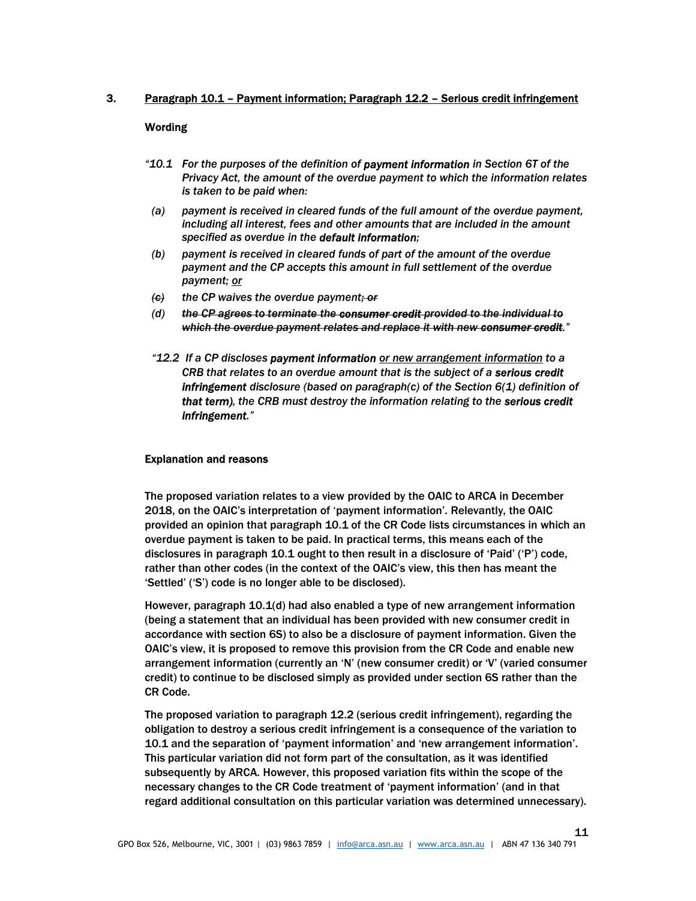### 3. Paragraph 10.1 – Payment information; Paragraph 12.2 – Serious credit infringement

**Wording**

*"10.1 For the purposes of the definition of **payment information** in Section 6T of the Privacy Act, the amount of the overdue payment to which the information relates is taken to be paid when:*

*(a) payment is received in cleared funds of the full amount of the overdue payment, including all interest, fees and other amounts that are included in the amount specified as overdue in the **default information**;*

*(b) payment is received in cleared funds of part of the amount of the overdue payment and the CP accepts this amount in full settlement of the overdue payment; <u>or</u>*

*~~(c)~~ the CP waives the overdue payment~~; or~~*

*(d) ~~the CP agrees to terminate the **consumer credit** provided to the individual to which the overdue payment relates and replace it with new **consumer credit**~~."*

*"12.2 If a CP discloses **payment information** <u>or new arrangement information</u> to a CRB that relates to an overdue amount that is the subject of a **serious credit infringement** disclosure (based on paragraph(c) of the Section 6(1) definition of **that term**), the CRB must destroy the information relating to the **serious credit infringement**."*

**Explanation and reasons**

The proposed variation relates to a view provided by the OAIC to ARCA in December 2018, on the OAIC's interpretation of 'payment information'. Relevantly, the OAIC provided an opinion that paragraph 10.1 of the CR Code lists circumstances in which an overdue payment is taken to be paid. In practical terms, this means each of the disclosures in paragraph 10.1 ought to then result in a disclosure of 'Paid' ('P') code, rather than other codes (in the context of the OAIC's view, this then has meant the 'Settled' ('S') code is no longer able to be disclosed).

However, paragraph 10.1(d) had also enabled a type of new arrangement information (being a statement that an individual has been provided with new consumer credit in accordance with section 6S) to also be a disclosure of payment information. Given the OAIC's view, it is proposed to remove this provision from the CR Code and enable new arrangement information (currently an 'N' (new consumer credit) or 'V' (varied consumer credit) to continue to be disclosed simply as provided under section 6S rather than the CR Code.

The proposed variation to paragraph 12.2 (serious credit infringement), regarding the obligation to destroy a serious credit infringement is a consequence of the variation to 10.1 and the separation of 'payment information' and 'new arrangement information'. This particular variation did not form part of the consultation, as it was identified subsequently by ARCA. However, this proposed variation fits within the scope of the necessary changes to the CR Code treatment of 'payment information' (and in that regard additional consultation on this particular variation was determined unnecessary).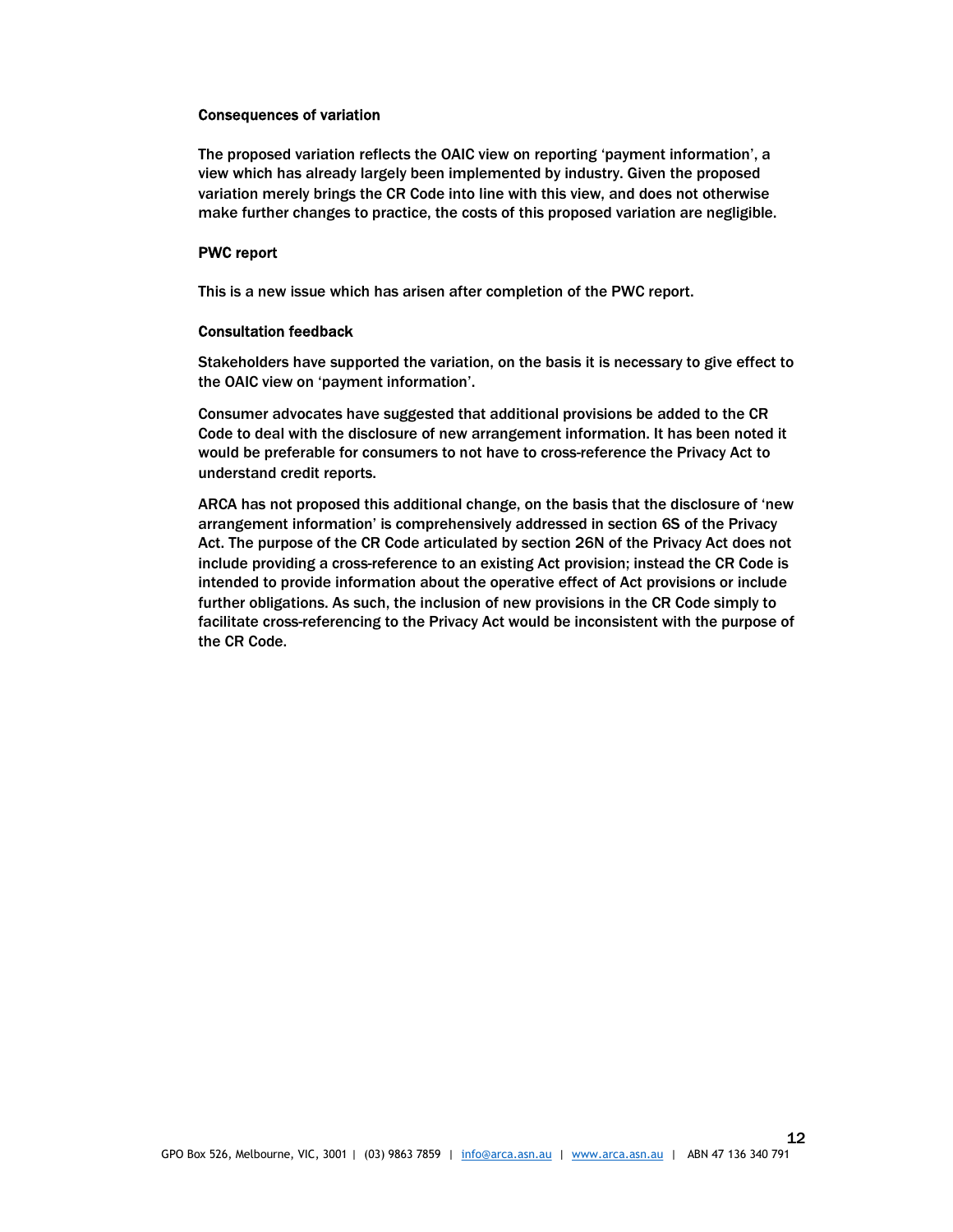#### Consequences of variation

The proposed variation reflects the OAIC view on reporting 'payment information', a view which has already largely been implemented by industry. Given the proposed variation merely brings the CR Code into line with this view, and does not otherwise make further changes to practice, the costs of this proposed variation are negligible.

#### PWC report

This is a new issue which has arisen after completion of the PWC report.

#### Consultation feedback

Stakeholders have supported the variation, on the basis it is necessary to give effect to the OAIC view on 'payment information'.

Consumer advocates have suggested that additional provisions be added to the CR Code to deal with the disclosure of new arrangement information. It has been noted it would be preferable for consumers to not have to cross-reference the Privacy Act to understand credit reports.

ARCA has not proposed this additional change, on the basis that the disclosure of 'new arrangement information' is comprehensively addressed in section 6S of the Privacy Act. The purpose of the CR Code articulated by section 26N of the Privacy Act does not include providing a cross-reference to an existing Act provision; instead the CR Code is intended to provide information about the operative effect of Act provisions or include further obligations. As such, the inclusion of new provisions in the CR Code simply to facilitate cross-referencing to the Privacy Act would be inconsistent with the purpose of the CR Code.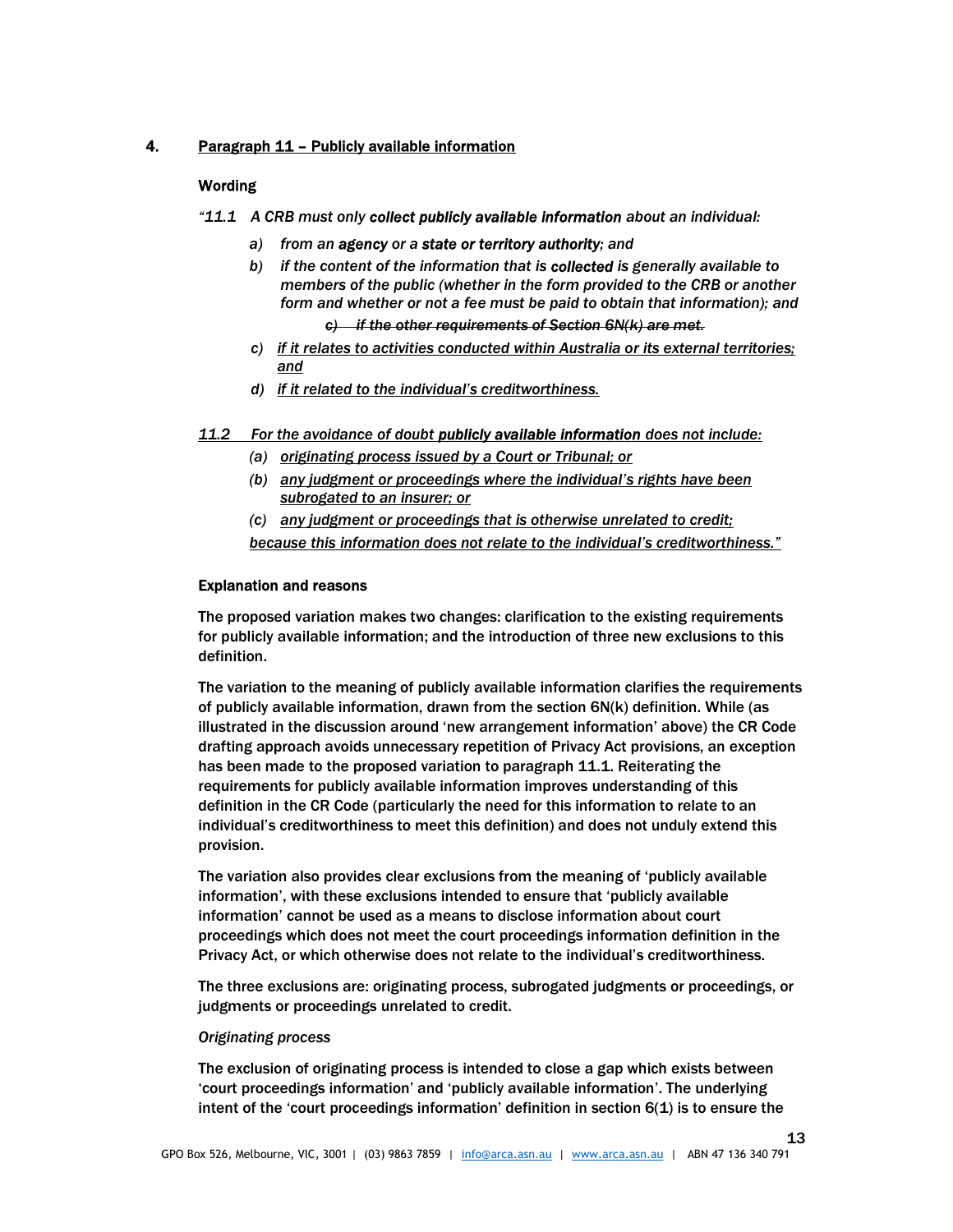## 4. Paragraph 11 – Publicly available information

### Wording

*"11.1 A CRB must only **collect publicly available information** about an individual:*

- *a) from an **agency** or a **state or territory authority**; and*
- *b) if the content of the information that is **collected** is generally available to members of the public (whether in the form provided to the CRB or another form and whether or not a fee must be paid to obtain that information); and*
- ~~*c) if the other requirements of Section 6N(k) are met.*~~
- *c) <u>if it relates to activities conducted within Australia or its external territories; and</u>*
- *d) <u>if it related to the individual's creditworthiness.</u>*

*<u>11.2</u> For the avoidance of doubt **publicly available information** does not include:*

- *(a) <u>originating process issued by a Court or Tribunal; or</u>*
- *(b) <u>any judgment or proceedings where the individual's rights have been subrogated to an insurer; or</u>*
- *(c) <u>any judgment or proceedings that is otherwise unrelated to credit;</u>*

*<u>because this information does not relate to the individual's creditworthiness."</u>*

### Explanation and reasons

The proposed variation makes two changes: clarification to the existing requirements for publicly available information; and the introduction of three new exclusions to this definition.

The variation to the meaning of publicly available information clarifies the requirements of publicly available information, drawn from the section 6N(k) definition. While (as illustrated in the discussion around 'new arrangement information' above) the CR Code drafting approach avoids unnecessary repetition of Privacy Act provisions, an exception has been made to the proposed variation to paragraph 11.1. Reiterating the requirements for publicly available information improves understanding of this definition in the CR Code (particularly the need for this information to relate to an individual's creditworthiness to meet this definition) and does not unduly extend this provision.

The variation also provides clear exclusions from the meaning of 'publicly available information', with these exclusions intended to ensure that 'publicly available information' cannot be used as a means to disclose information about court proceedings which does not meet the court proceedings information definition in the Privacy Act, or which otherwise does not relate to the individual's creditworthiness.

The three exclusions are: originating process, subrogated judgments or proceedings, or judgments or proceedings unrelated to credit.

*Originating process*

The exclusion of originating process is intended to close a gap which exists between 'court proceedings information' and 'publicly available information'. The underlying intent of the 'court proceedings information' definition in section 6(1) is to ensure the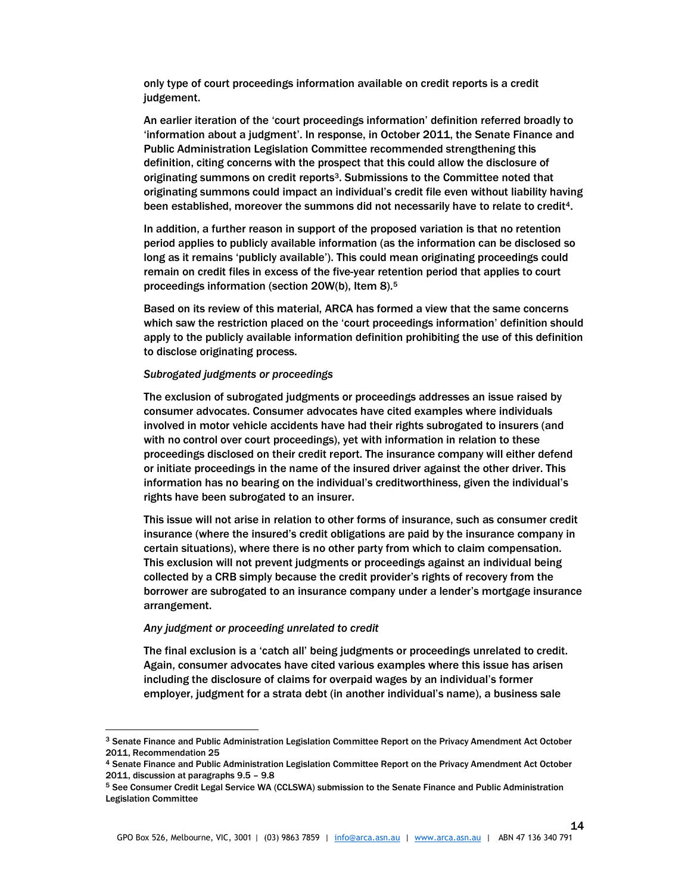only type of court proceedings information available on credit reports is a credit judgement.

An earlier iteration of the 'court proceedings information' definition referred broadly to 'information about a judgment'. In response, in October 2011, the Senate Finance and Public Administration Legislation Committee recommended strengthening this definition, citing concerns with the prospect that this could allow the disclosure of originating summons on credit reports[3]. Submissions to the Committee noted that originating summons could impact an individual's credit file even without liability having been established, moreover the summons did not necessarily have to relate to credit[4].

In addition, a further reason in support of the proposed variation is that no retention period applies to publicly available information (as the information can be disclosed so long as it remains 'publicly available'). This could mean originating proceedings could remain on credit files in excess of the five-year retention period that applies to court proceedings information (section 20W(b), Item 8).[5]

Based on its review of this material, ARCA has formed a view that the same concerns which saw the restriction placed on the 'court proceedings information' definition should apply to the publicly available information definition prohibiting the use of this definition to disclose originating process.

*Subrogated judgments or proceedings*

The exclusion of subrogated judgments or proceedings addresses an issue raised by consumer advocates. Consumer advocates have cited examples where individuals involved in motor vehicle accidents have had their rights subrogated to insurers (and with no control over court proceedings), yet with information in relation to these proceedings disclosed on their credit report. The insurance company will either defend or initiate proceedings in the name of the insured driver against the other driver. This information has no bearing on the individual's creditworthiness, given the individual's rights have been subrogated to an insurer.

This issue will not arise in relation to other forms of insurance, such as consumer credit insurance (where the insured's credit obligations are paid by the insurance company in certain situations), where there is no other party from which to claim compensation. This exclusion will not prevent judgments or proceedings against an individual being collected by a CRB simply because the credit provider's rights of recovery from the borrower are subrogated to an insurance company under a lender's mortgage insurance arrangement.

*Any judgment or proceeding unrelated to credit*

The final exclusion is a 'catch all' being judgments or proceedings unrelated to credit. Again, consumer advocates have cited various examples where this issue has arisen including the disclosure of claims for overpaid wages by an individual's former employer, judgment for a strata debt (in another individual's name), a business sale

---

[3] Senate Finance and Public Administration Legislation Committee Report on the Privacy Amendment Act October 2011, Recommendation 25

[4] Senate Finance and Public Administration Legislation Committee Report on the Privacy Amendment Act October 2011, discussion at paragraphs 9.5 – 9.8

[5] See Consumer Credit Legal Service WA (CCLSWA) submission to the Senate Finance and Public Administration Legislation Committee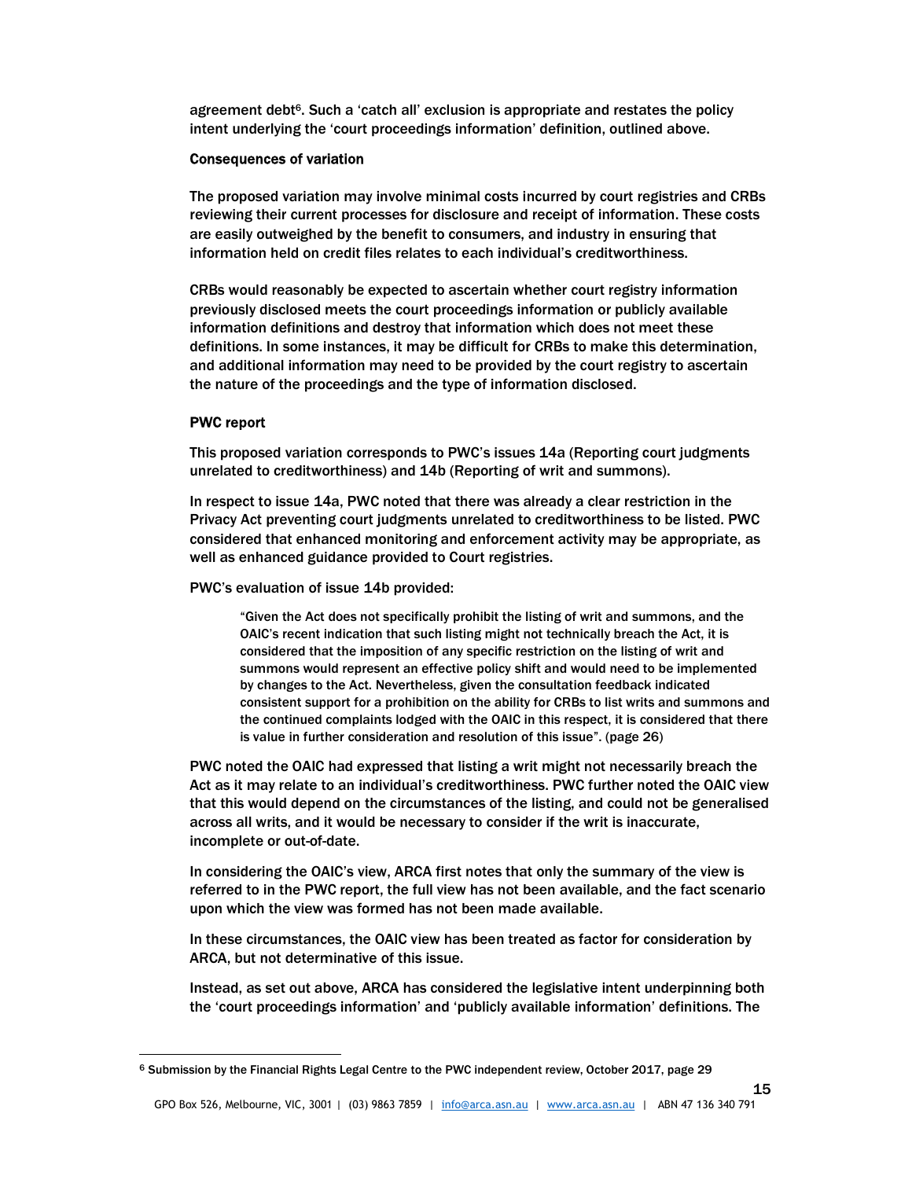agreement debt[6]. Such a 'catch all' exclusion is appropriate and restates the policy intent underlying the 'court proceedings information' definition, outlined above.

**Consequences of variation**

The proposed variation may involve minimal costs incurred by court registries and CRBs reviewing their current processes for disclosure and receipt of information. These costs are easily outweighed by the benefit to consumers, and industry in ensuring that information held on credit files relates to each individual's creditworthiness.

CRBs would reasonably be expected to ascertain whether court registry information previously disclosed meets the court proceedings information or publicly available information definitions and destroy that information which does not meet these definitions. In some instances, it may be difficult for CRBs to make this determination, and additional information may need to be provided by the court registry to ascertain the nature of the proceedings and the type of information disclosed.

**PWC report**

This proposed variation corresponds to PWC's issues 14a (Reporting court judgments unrelated to creditworthiness) and 14b (Reporting of writ and summons).

In respect to issue 14a, PWC noted that there was already a clear restriction in the Privacy Act preventing court judgments unrelated to creditworthiness to be listed. PWC considered that enhanced monitoring and enforcement activity may be appropriate, as well as enhanced guidance provided to Court registries.

PWC's evaluation of issue 14b provided:

> "Given the Act does not specifically prohibit the listing of writ and summons, and the OAIC's recent indication that such listing might not technically breach the Act, it is considered that the imposition of any specific restriction on the listing of writ and summons would represent an effective policy shift and would need to be implemented by changes to the Act. Nevertheless, given the consultation feedback indicated consistent support for a prohibition on the ability for CRBs to list writs and summons and the continued complaints lodged with the OAIC in this respect, it is considered that there is value in further consideration and resolution of this issue". (page 26)

PWC noted the OAIC had expressed that listing a writ might not necessarily breach the Act as it may relate to an individual's creditworthiness. PWC further noted the OAIC view that this would depend on the circumstances of the listing, and could not be generalised across all writs, and it would be necessary to consider if the writ is inaccurate, incomplete or out-of-date.

In considering the OAIC's view, ARCA first notes that only the summary of the view is referred to in the PWC report, the full view has not been available, and the fact scenario upon which the view was formed has not been made available.

In these circumstances, the OAIC view has been treated as factor for consideration by ARCA, but not determinative of this issue.

Instead, as set out above, ARCA has considered the legislative intent underpinning both the 'court proceedings information' and 'publicly available information' definitions. The

[6] Submission by the Financial Rights Legal Centre to the PWC independent review, October 2017, page 29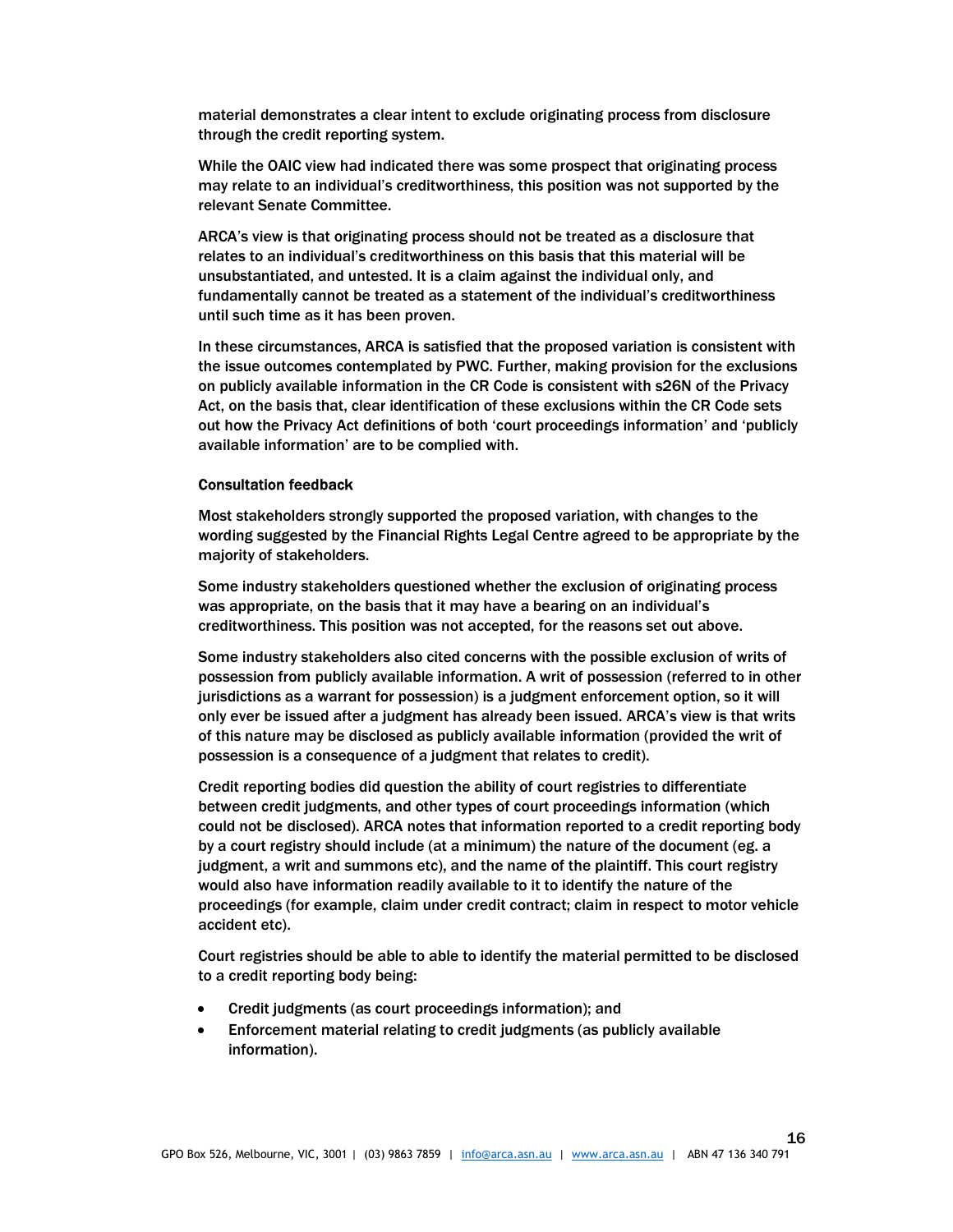material demonstrates a clear intent to exclude originating process from disclosure through the credit reporting system.

While the OAIC view had indicated there was some prospect that originating process may relate to an individual's creditworthiness, this position was not supported by the relevant Senate Committee.

ARCA's view is that originating process should not be treated as a disclosure that relates to an individual's creditworthiness on this basis that this material will be unsubstantiated, and untested. It is a claim against the individual only, and fundamentally cannot be treated as a statement of the individual's creditworthiness until such time as it has been proven.

In these circumstances, ARCA is satisfied that the proposed variation is consistent with the issue outcomes contemplated by PWC. Further, making provision for the exclusions on publicly available information in the CR Code is consistent with s26N of the Privacy Act, on the basis that, clear identification of these exclusions within the CR Code sets out how the Privacy Act definitions of both 'court proceedings information' and 'publicly available information' are to be complied with.

**Consultation feedback**

Most stakeholders strongly supported the proposed variation, with changes to the wording suggested by the Financial Rights Legal Centre agreed to be appropriate by the majority of stakeholders.

Some industry stakeholders questioned whether the exclusion of originating process was appropriate, on the basis that it may have a bearing on an individual's creditworthiness. This position was not accepted, for the reasons set out above.

Some industry stakeholders also cited concerns with the possible exclusion of writs of possession from publicly available information. A writ of possession (referred to in other jurisdictions as a warrant for possession) is a judgment enforcement option, so it will only ever be issued after a judgment has already been issued. ARCA's view is that writs of this nature may be disclosed as publicly available information (provided the writ of possession is a consequence of a judgment that relates to credit).

Credit reporting bodies did question the ability of court registries to differentiate between credit judgments, and other types of court proceedings information (which could not be disclosed). ARCA notes that information reported to a credit reporting body by a court registry should include (at a minimum) the nature of the document (eg. a judgment, a writ and summons etc), and the name of the plaintiff. This court registry would also have information readily available to it to identify the nature of the proceedings (for example, claim under credit contract; claim in respect to motor vehicle accident etc).

Court registries should be able to able to identify the material permitted to be disclosed to a credit reporting body being:

- Credit judgments (as court proceedings information); and
- Enforcement material relating to credit judgments (as publicly available information).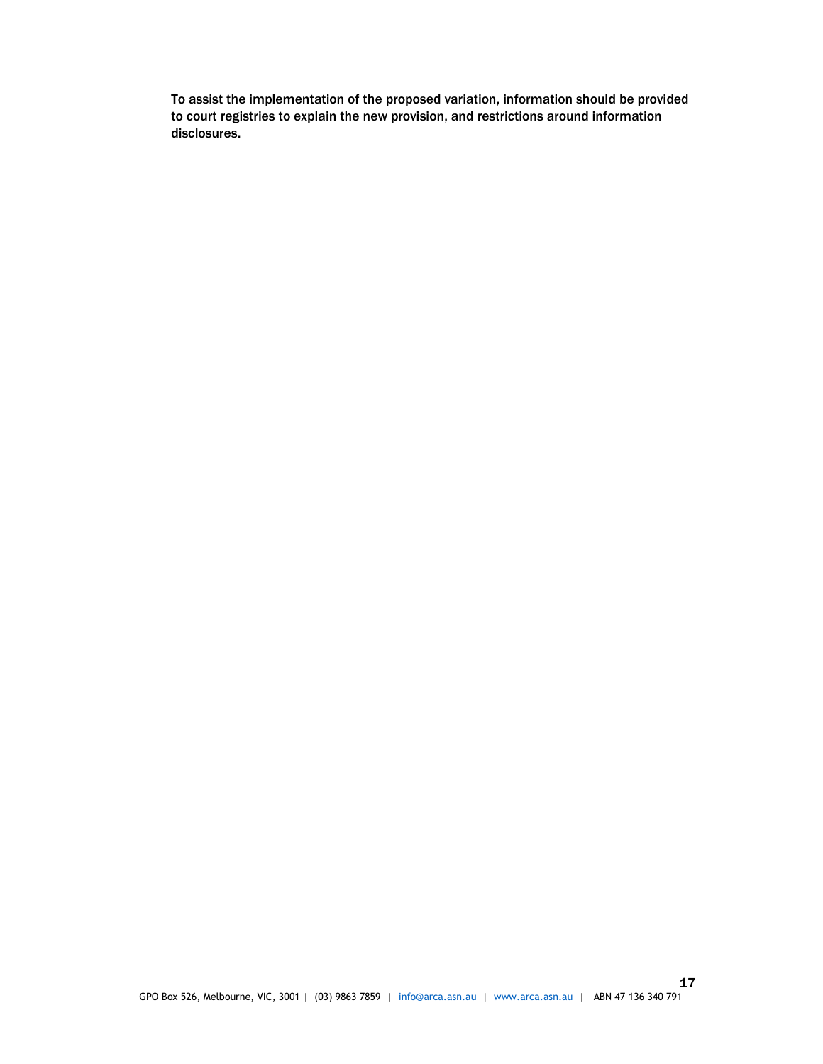To assist the implementation of the proposed variation, information should be provided to court registries to explain the new provision, and restrictions around information disclosures.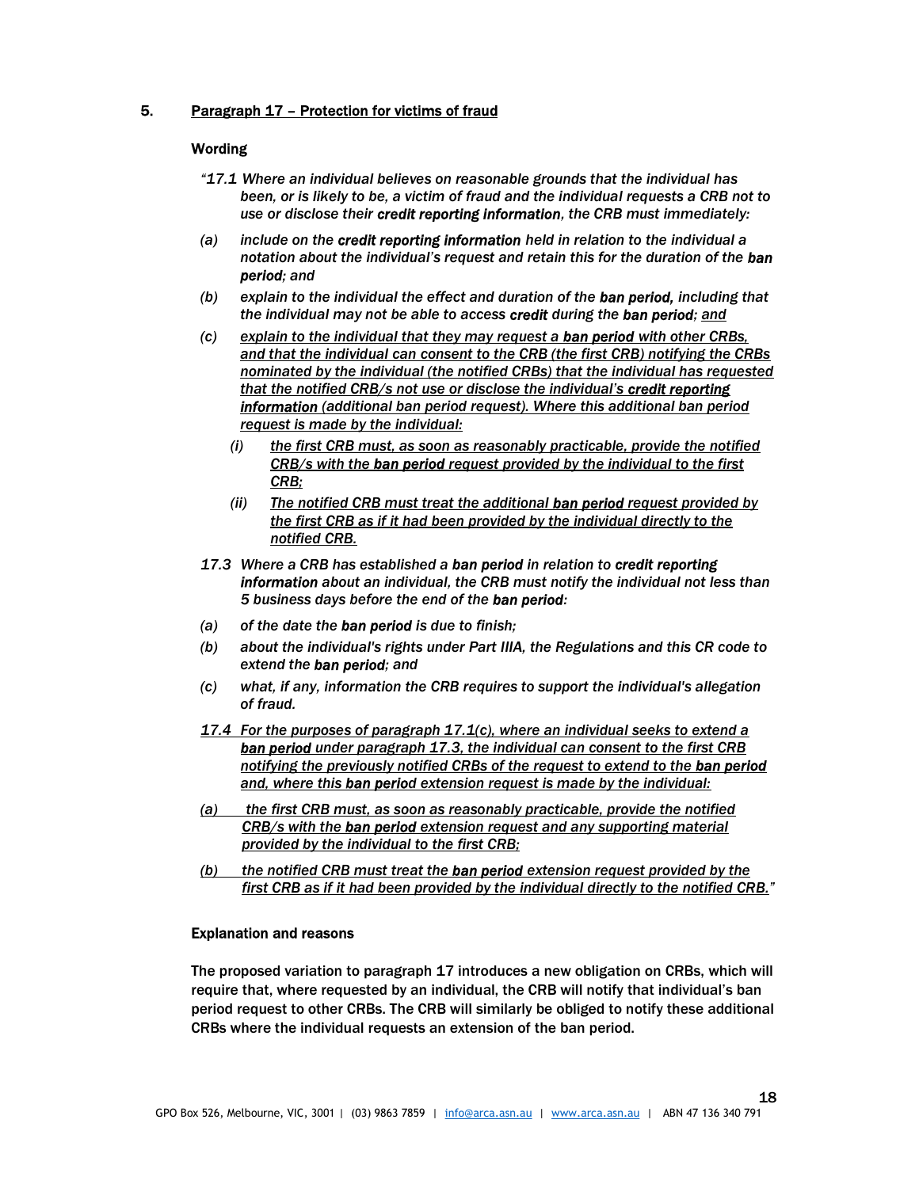## 5. Paragraph 17 – Protection for victims of fraud

**Wording**

*"17.1 Where an individual believes on reasonable grounds that the individual has been, or is likely to be, a victim of fraud and the individual requests a CRB not to use or disclose their* ***credit reporting information****, the CRB must immediately:*

*(a) include on the* ***credit reporting information*** *held in relation to the individual a notation about the individual's request and retain this for the duration of the* ***ban period****; and*

*(b) explain to the individual the effect and duration of the* ***ban period,*** *including that the individual may not be able to access* ***credit*** *during the* ***ban period****; <u>and</u>*

*<u>(c) explain to the individual that they may request a **ban period** with other CRBs, and that the individual can consent to the CRB (the first CRB) notifying the CRBs nominated by the individual (the notified CRBs) that the individual has requested that the notified CRB/s not use or disclose the individual's **credit reporting information** (additional ban period request). Where this additional ban period request is made by the individual:</u>*

*<u>(i) the first CRB must, as soon as reasonably practicable, provide the notified CRB/s with the **ban period** request provided by the individual to the first CRB;</u>*

*<u>(ii) The notified CRB must treat the additional **ban period** request provided by the first CRB as if it had been provided by the individual directly to the notified CRB.</u>*

*17.3 Where a CRB has established a* ***ban period*** *in relation to* ***credit reporting information*** *about an individual, the CRB must notify the individual not less than 5 business days before the end of the* ***ban period****:*

*(a) of the date the* ***ban period*** *is due to finish;*

*(b) about the individual's rights under Part IIIA, the Regulations and this CR code to extend the* ***ban period****; and*

*(c) what, if any, information the CRB requires to support the individual's allegation of fraud.*

*<u>17.4 For the purposes of paragraph 17.1(c), where an individual seeks to extend a **ban period** under paragraph 17.3, the individual can consent to the first CRB notifying the previously notified CRBs of the request to extend to the **ban period** and, where this **ban period** extension request is made by the individual:</u>*

*<u>(a) the first CRB must, as soon as reasonably practicable, provide the notified CRB/s with the **ban period** extension request and any supporting material provided by the individual to the first CRB;</u>*

*<u>(b) the notified CRB must treat the **ban period** extension request provided by the first CRB as if it had been provided by the individual directly to the notified CRB.</u>"*

**Explanation and reasons**

The proposed variation to paragraph 17 introduces a new obligation on CRBs, which will require that, where requested by an individual, the CRB will notify that individual's ban period request to other CRBs. The CRB will similarly be obliged to notify these additional CRBs where the individual requests an extension of the ban period.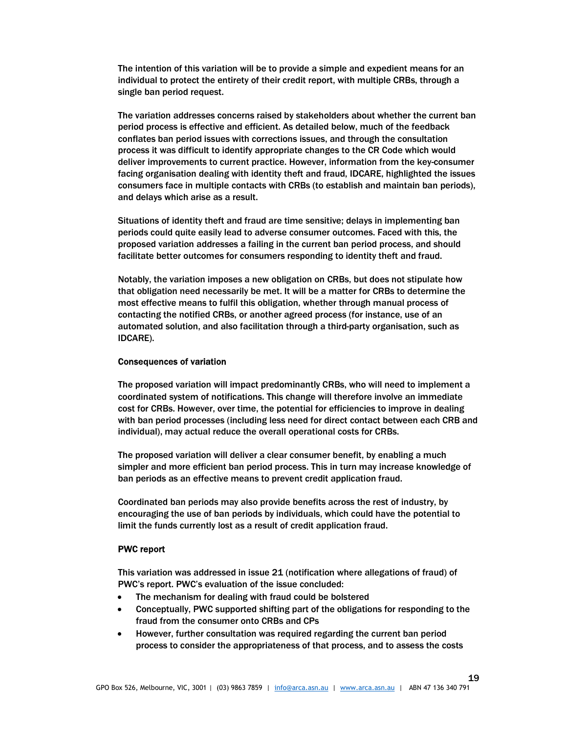The intention of this variation will be to provide a simple and expedient means for an individual to protect the entirety of their credit report, with multiple CRBs, through a single ban period request.

The variation addresses concerns raised by stakeholders about whether the current ban period process is effective and efficient. As detailed below, much of the feedback conflates ban period issues with corrections issues, and through the consultation process it was difficult to identify appropriate changes to the CR Code which would deliver improvements to current practice. However, information from the key-consumer facing organisation dealing with identity theft and fraud, IDCARE, highlighted the issues consumers face in multiple contacts with CRBs (to establish and maintain ban periods), and delays which arise as a result.

Situations of identity theft and fraud are time sensitive; delays in implementing ban periods could quite easily lead to adverse consumer outcomes. Faced with this, the proposed variation addresses a failing in the current ban period process, and should facilitate better outcomes for consumers responding to identity theft and fraud.

Notably, the variation imposes a new obligation on CRBs, but does not stipulate how that obligation need necessarily be met. It will be a matter for CRBs to determine the most effective means to fulfil this obligation, whether through manual process of contacting the notified CRBs, or another agreed process (for instance, use of an automated solution, and also facilitation through a third-party organisation, such as IDCARE).

**Consequences of variation**

The proposed variation will impact predominantly CRBs, who will need to implement a coordinated system of notifications. This change will therefore involve an immediate cost for CRBs. However, over time, the potential for efficiencies to improve in dealing with ban period processes (including less need for direct contact between each CRB and individual), may actual reduce the overall operational costs for CRBs.

The proposed variation will deliver a clear consumer benefit, by enabling a much simpler and more efficient ban period process. This in turn may increase knowledge of ban periods as an effective means to prevent credit application fraud.

Coordinated ban periods may also provide benefits across the rest of industry, by encouraging the use of ban periods by individuals, which could have the potential to limit the funds currently lost as a result of credit application fraud.

**PWC report**

This variation was addressed in issue 21 (notification where allegations of fraud) of PWC's report. PWC's evaluation of the issue concluded:

- The mechanism for dealing with fraud could be bolstered
- Conceptually, PWC supported shifting part of the obligations for responding to the fraud from the consumer onto CRBs and CPs
- However, further consultation was required regarding the current ban period process to consider the appropriateness of that process, and to assess the costs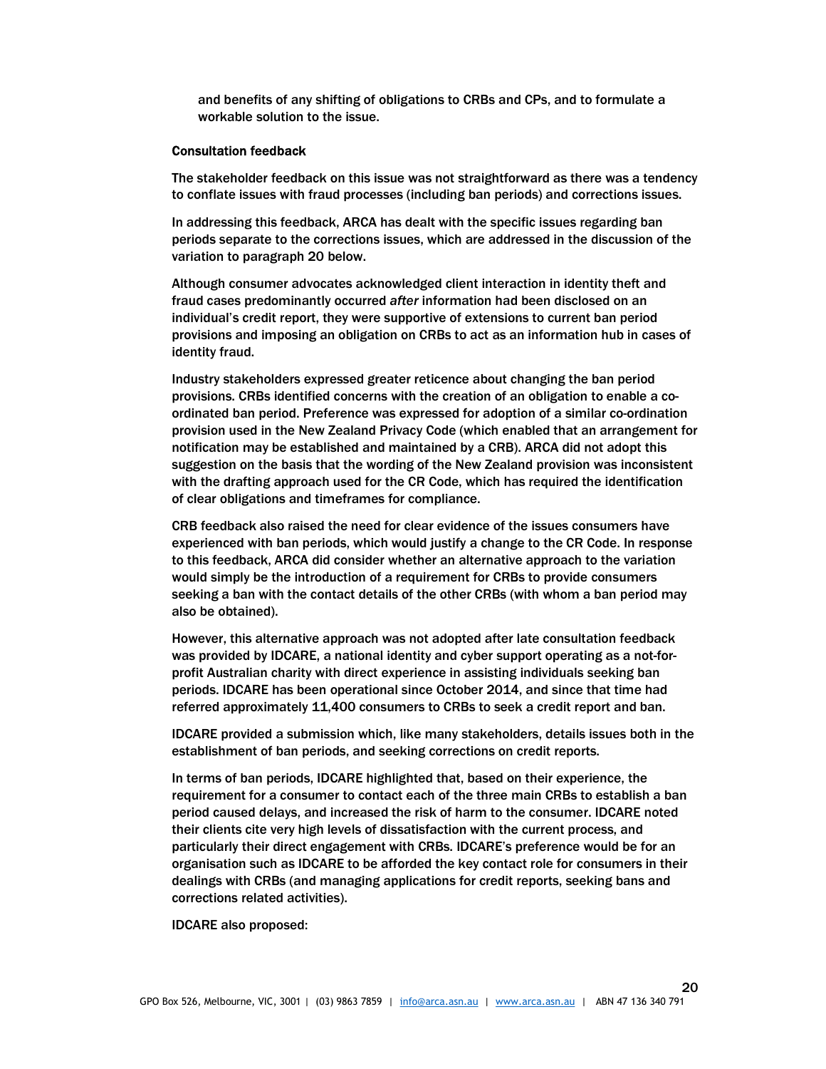and benefits of any shifting of obligations to CRBs and CPs, and to formulate a workable solution to the issue.

**Consultation feedback**

The stakeholder feedback on this issue was not straightforward as there was a tendency to conflate issues with fraud processes (including ban periods) and corrections issues.

In addressing this feedback, ARCA has dealt with the specific issues regarding ban periods separate to the corrections issues, which are addressed in the discussion of the variation to paragraph 20 below.

Although consumer advocates acknowledged client interaction in identity theft and fraud cases predominantly occurred *after* information had been disclosed on an individual's credit report, they were supportive of extensions to current ban period provisions and imposing an obligation on CRBs to act as an information hub in cases of identity fraud.

Industry stakeholders expressed greater reticence about changing the ban period provisions. CRBs identified concerns with the creation of an obligation to enable a co-ordinated ban period. Preference was expressed for adoption of a similar co-ordination provision used in the New Zealand Privacy Code (which enabled that an arrangement for notification may be established and maintained by a CRB). ARCA did not adopt this suggestion on the basis that the wording of the New Zealand provision was inconsistent with the drafting approach used for the CR Code, which has required the identification of clear obligations and timeframes for compliance.

CRB feedback also raised the need for clear evidence of the issues consumers have experienced with ban periods, which would justify a change to the CR Code. In response to this feedback, ARCA did consider whether an alternative approach to the variation would simply be the introduction of a requirement for CRBs to provide consumers seeking a ban with the contact details of the other CRBs (with whom a ban period may also be obtained).

However, this alternative approach was not adopted after late consultation feedback was provided by IDCARE, a national identity and cyber support operating as a not-for-profit Australian charity with direct experience in assisting individuals seeking ban periods. IDCARE has been operational since October 2014, and since that time had referred approximately 11,400 consumers to CRBs to seek a credit report and ban.

IDCARE provided a submission which, like many stakeholders, details issues both in the establishment of ban periods, and seeking corrections on credit reports.

In terms of ban periods, IDCARE highlighted that, based on their experience, the requirement for a consumer to contact each of the three main CRBs to establish a ban period caused delays, and increased the risk of harm to the consumer. IDCARE noted their clients cite very high levels of dissatisfaction with the current process, and particularly their direct engagement with CRBs. IDCARE's preference would be for an organisation such as IDCARE to be afforded the key contact role for consumers in their dealings with CRBs (and managing applications for credit reports, seeking bans and corrections related activities).

IDCARE also proposed: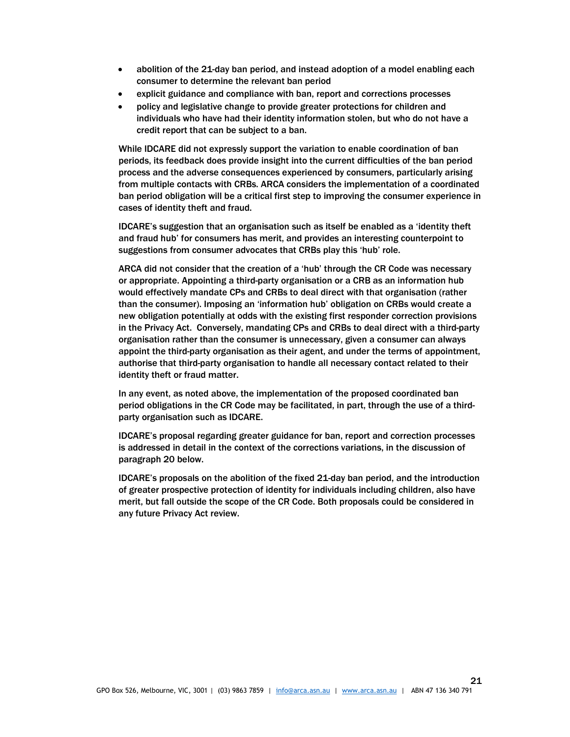- abolition of the 21-day ban period, and instead adoption of a model enabling each consumer to determine the relevant ban period
- explicit guidance and compliance with ban, report and corrections processes
- policy and legislative change to provide greater protections for children and individuals who have had their identity information stolen, but who do not have a credit report that can be subject to a ban.

While IDCARE did not expressly support the variation to enable coordination of ban periods, its feedback does provide insight into the current difficulties of the ban period process and the adverse consequences experienced by consumers, particularly arising from multiple contacts with CRBs. ARCA considers the implementation of a coordinated ban period obligation will be a critical first step to improving the consumer experience in cases of identity theft and fraud.

IDCARE's suggestion that an organisation such as itself be enabled as a 'identity theft and fraud hub' for consumers has merit, and provides an interesting counterpoint to suggestions from consumer advocates that CRBs play this 'hub' role.

ARCA did not consider that the creation of a 'hub' through the CR Code was necessary or appropriate. Appointing a third-party organisation or a CRB as an information hub would effectively mandate CPs and CRBs to deal direct with that organisation (rather than the consumer). Imposing an 'information hub' obligation on CRBs would create a new obligation potentially at odds with the existing first responder correction provisions in the Privacy Act. Conversely, mandating CPs and CRBs to deal direct with a third-party organisation rather than the consumer is unnecessary, given a consumer can always appoint the third-party organisation as their agent, and under the terms of appointment, authorise that third-party organisation to handle all necessary contact related to their identity theft or fraud matter.

In any event, as noted above, the implementation of the proposed coordinated ban period obligations in the CR Code may be facilitated, in part, through the use of a third-party organisation such as IDCARE.

IDCARE's proposal regarding greater guidance for ban, report and correction processes is addressed in detail in the context of the corrections variations, in the discussion of paragraph 20 below.

IDCARE's proposals on the abolition of the fixed 21-day ban period, and the introduction of greater prospective protection of identity for individuals including children, also have merit, but fall outside the scope of the CR Code. Both proposals could be considered in any future Privacy Act review.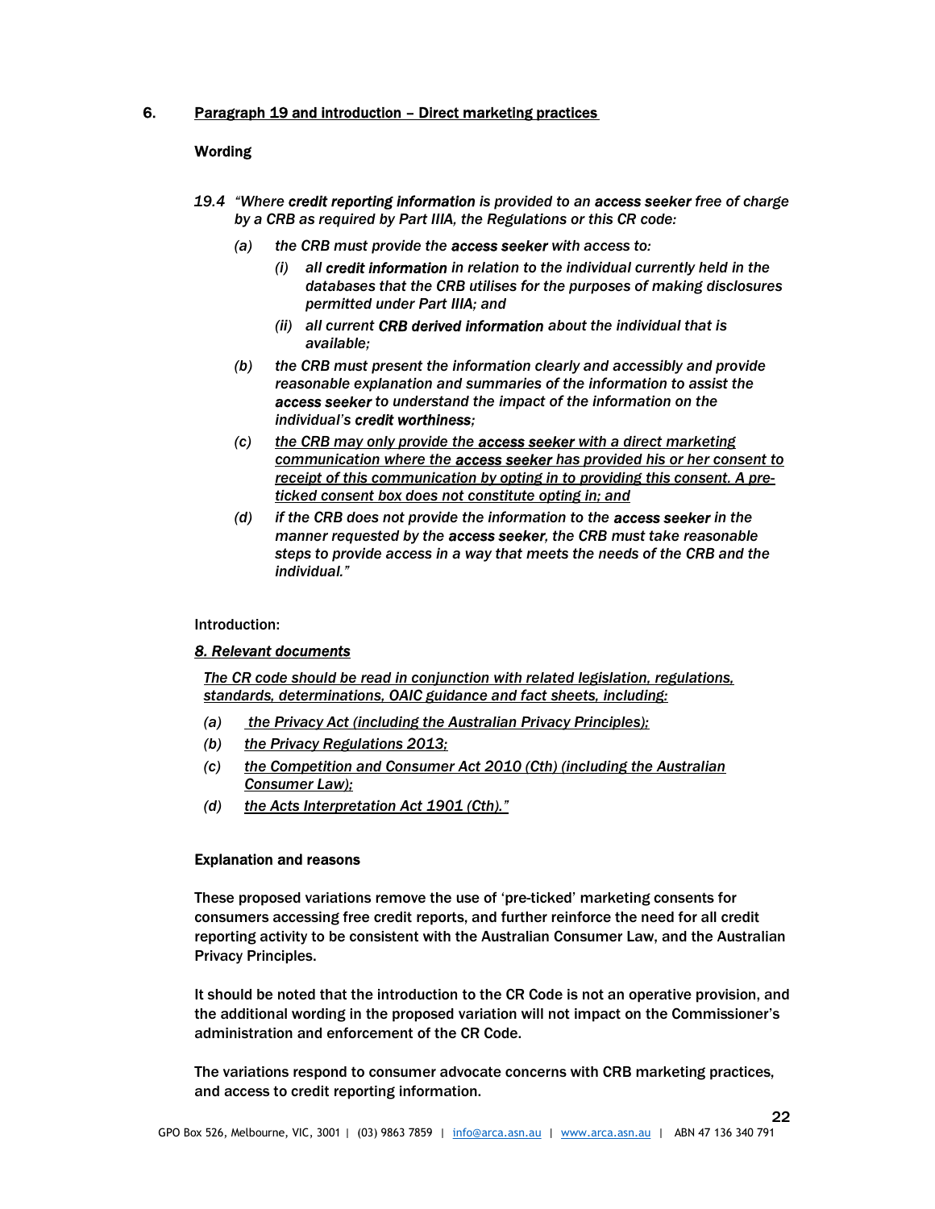## 6. Paragraph 19 and introduction – Direct marketing practices

### Wording

*19.4 "Where **credit reporting information** is provided to an **access seeker** free of charge by a CRB as required by Part IIIA, the Regulations or this CR code:*

*(a) the CRB must provide the **access seeker** with access to:*

*(i) all **credit information** in relation to the individual currently held in the databases that the CRB utilises for the purposes of making disclosures permitted under Part IIIA; and*

*(ii) all current **CRB derived information** about the individual that is available;*

*(b) the CRB must present the information clearly and accessibly and provide reasonable explanation and summaries of the information to assist the **access seeker** to understand the impact of the information on the individual's **credit worthiness**;*

*(c) <u>the CRB may only provide the **access seeker** with a direct marketing communication where the **access seeker** has provided his or her consent to receipt of this communication by opting in to providing this consent. A pre-ticked consent box does not constitute opting in; and</u>*

*(d) if the CRB does not provide the information to the **access seeker** in the manner requested by the **access seeker**, the CRB must take reasonable steps to provide access in a way that meets the needs of the CRB and the individual."*

Introduction:

*<u>8. Relevant documents</u>*

*<u>The CR code should be read in conjunction with related legislation, regulations, standards, determinations, OAIC guidance and fact sheets, including:</u>*

*(a) <u>the Privacy Act (including the Australian Privacy Principles);</u>*

*(b) <u>the Privacy Regulations 2013;</u>*

*(c) <u>the Competition and Consumer Act 2010 (Cth) (including the Australian Consumer Law);</u>*

*(d) <u>the Acts Interpretation Act 1901 (Cth)."</u>*

### Explanation and reasons

These proposed variations remove the use of 'pre-ticked' marketing consents for consumers accessing free credit reports, and further reinforce the need for all credit reporting activity to be consistent with the Australian Consumer Law, and the Australian Privacy Principles.

It should be noted that the introduction to the CR Code is not an operative provision, and the additional wording in the proposed variation will not impact on the Commissioner's administration and enforcement of the CR Code.

The variations respond to consumer advocate concerns with CRB marketing practices, and access to credit reporting information.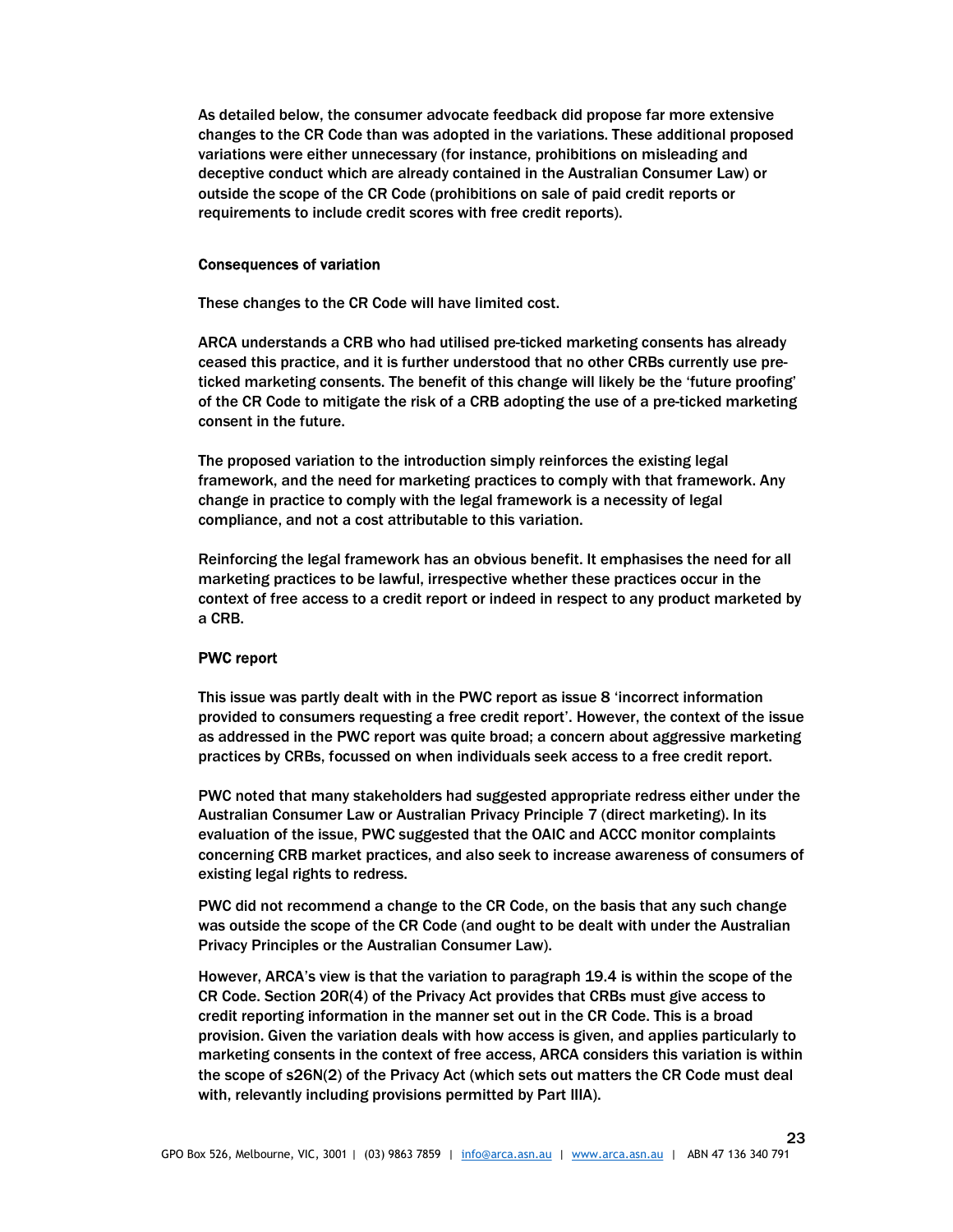As detailed below, the consumer advocate feedback did propose far more extensive changes to the CR Code than was adopted in the variations. These additional proposed variations were either unnecessary (for instance, prohibitions on misleading and deceptive conduct which are already contained in the Australian Consumer Law) or outside the scope of the CR Code (prohibitions on sale of paid credit reports or requirements to include credit scores with free credit reports).

**Consequences of variation**

These changes to the CR Code will have limited cost.

ARCA understands a CRB who had utilised pre-ticked marketing consents has already ceased this practice, and it is further understood that no other CRBs currently use pre-ticked marketing consents. The benefit of this change will likely be the 'future proofing' of the CR Code to mitigate the risk of a CRB adopting the use of a pre-ticked marketing consent in the future.

The proposed variation to the introduction simply reinforces the existing legal framework, and the need for marketing practices to comply with that framework. Any change in practice to comply with the legal framework is a necessity of legal compliance, and not a cost attributable to this variation.

Reinforcing the legal framework has an obvious benefit. It emphasises the need for all marketing practices to be lawful, irrespective whether these practices occur in the context of free access to a credit report or indeed in respect to any product marketed by a CRB.

**PWC report**

This issue was partly dealt with in the PWC report as issue 8 'incorrect information provided to consumers requesting a free credit report'. However, the context of the issue as addressed in the PWC report was quite broad; a concern about aggressive marketing practices by CRBs, focussed on when individuals seek access to a free credit report.

PWC noted that many stakeholders had suggested appropriate redress either under the Australian Consumer Law or Australian Privacy Principle 7 (direct marketing). In its evaluation of the issue, PWC suggested that the OAIC and ACCC monitor complaints concerning CRB market practices, and also seek to increase awareness of consumers of existing legal rights to redress.

PWC did not recommend a change to the CR Code, on the basis that any such change was outside the scope of the CR Code (and ought to be dealt with under the Australian Privacy Principles or the Australian Consumer Law).

However, ARCA's view is that the variation to paragraph 19.4 is within the scope of the CR Code. Section 20R(4) of the Privacy Act provides that CRBs must give access to credit reporting information in the manner set out in the CR Code. This is a broad provision. Given the variation deals with how access is given, and applies particularly to marketing consents in the context of free access, ARCA considers this variation is within the scope of s26N(2) of the Privacy Act (which sets out matters the CR Code must deal with, relevantly including provisions permitted by Part IIIA).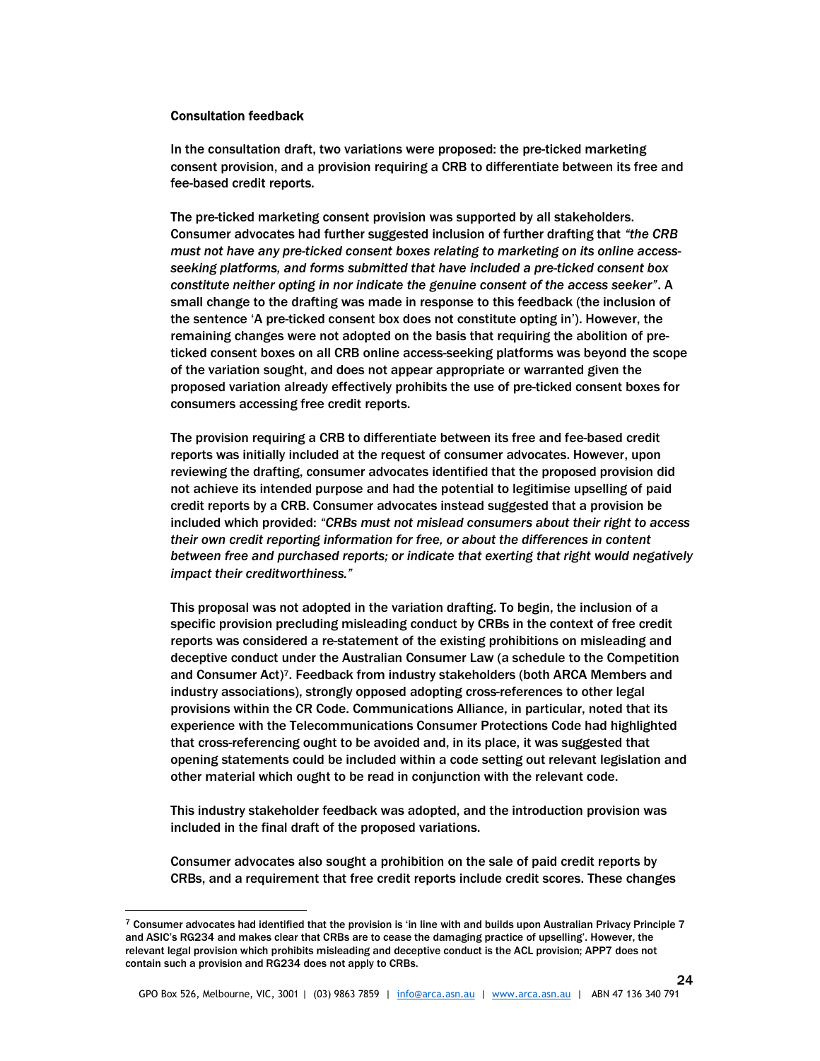**Consultation feedback**

In the consultation draft, two variations were proposed: the pre-ticked marketing consent provision, and a provision requiring a CRB to differentiate between its free and fee-based credit reports.

The pre-ticked marketing consent provision was supported by all stakeholders. Consumer advocates had further suggested inclusion of further drafting that *"the CRB must not have any pre-ticked consent boxes relating to marketing on its online access-seeking platforms, and forms submitted that have included a pre-ticked consent box constitute neither opting in nor indicate the genuine consent of the access seeker"*. A small change to the drafting was made in response to this feedback (the inclusion of the sentence 'A pre-ticked consent box does not constitute opting in'). However, the remaining changes were not adopted on the basis that requiring the abolition of pre-ticked consent boxes on all CRB online access-seeking platforms was beyond the scope of the variation sought, and does not appear appropriate or warranted given the proposed variation already effectively prohibits the use of pre-ticked consent boxes for consumers accessing free credit reports.

The provision requiring a CRB to differentiate between its free and fee-based credit reports was initially included at the request of consumer advocates. However, upon reviewing the drafting, consumer advocates identified that the proposed provision did not achieve its intended purpose and had the potential to legitimise upselling of paid credit reports by a CRB. Consumer advocates instead suggested that a provision be included which provided: *"CRBs must not mislead consumers about their right to access their own credit reporting information for free, or about the differences in content between free and purchased reports; or indicate that exerting that right would negatively impact their creditworthiness."*

This proposal was not adopted in the variation drafting. To begin, the inclusion of a specific provision precluding misleading conduct by CRBs in the context of free credit reports was considered a re-statement of the existing prohibitions on misleading and deceptive conduct under the Australian Consumer Law (a schedule to the Competition and Consumer Act)[7]. Feedback from industry stakeholders (both ARCA Members and industry associations), strongly opposed adopting cross-references to other legal provisions within the CR Code. Communications Alliance, in particular, noted that its experience with the Telecommunications Consumer Protections Code had highlighted that cross-referencing ought to be avoided and, in its place, it was suggested that opening statements could be included within a code setting out relevant legislation and other material which ought to be read in conjunction with the relevant code.

This industry stakeholder feedback was adopted, and the introduction provision was included in the final draft of the proposed variations.

Consumer advocates also sought a prohibition on the sale of paid credit reports by CRBs, and a requirement that free credit reports include credit scores. These changes

---

[7] Consumer advocates had identified that the provision is 'in line with and builds upon Australian Privacy Principle 7 and ASIC's RG234 and makes clear that CRBs are to cease the damaging practice of upselling'. However, the relevant legal provision which prohibits misleading and deceptive conduct is the ACL provision; APP7 does not contain such a provision and RG234 does not apply to CRBs.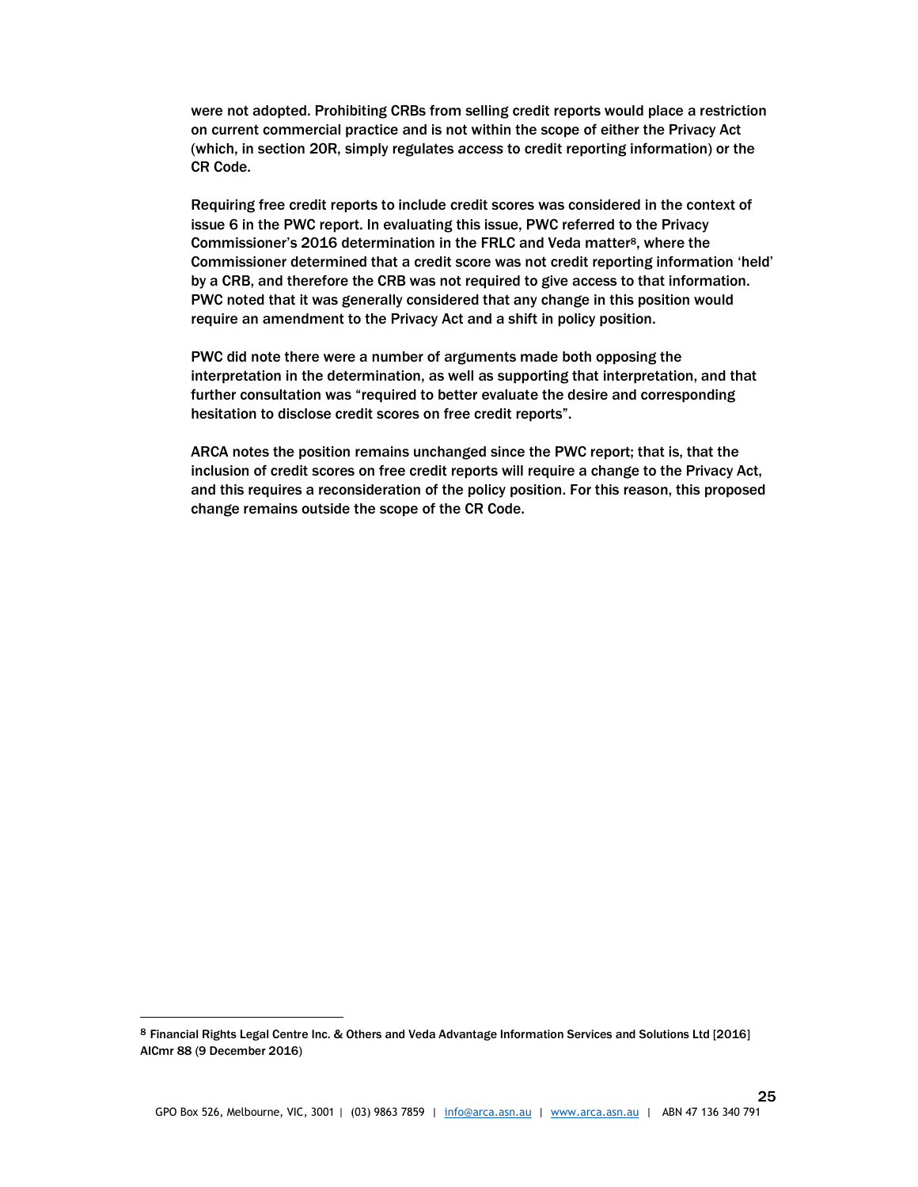were not adopted. Prohibiting CRBs from selling credit reports would place a restriction on current commercial practice and is not within the scope of either the Privacy Act (which, in section 20R, simply regulates *access* to credit reporting information) or the CR Code.

Requiring free credit reports to include credit scores was considered in the context of issue 6 in the PWC report. In evaluating this issue, PWC referred to the Privacy Commissioner's 2016 determination in the FRLC and Veda matter[8], where the Commissioner determined that a credit score was not credit reporting information 'held' by a CRB, and therefore the CRB was not required to give access to that information. PWC noted that it was generally considered that any change in this position would require an amendment to the Privacy Act and a shift in policy position.

PWC did note there were a number of arguments made both opposing the interpretation in the determination, as well as supporting that interpretation, and that further consultation was "required to better evaluate the desire and corresponding hesitation to disclose credit scores on free credit reports".

ARCA notes the position remains unchanged since the PWC report; that is, that the inclusion of credit scores on free credit reports will require a change to the Privacy Act, and this requires a reconsideration of the policy position. For this reason, this proposed change remains outside the scope of the CR Code.

---

[8] Financial Rights Legal Centre Inc. & Others and Veda Advantage Information Services and Solutions Ltd [2016] AICmr 88 (9 December 2016)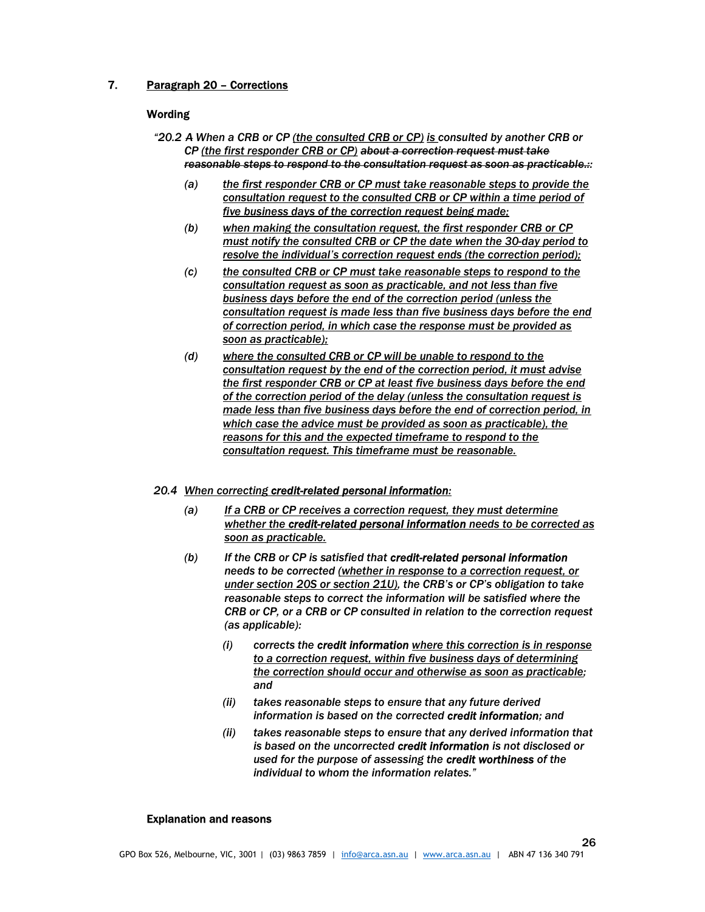## 7. Paragraph 20 – Corrections

### Wording

*"20.2 A When a CRB or CP <u>(the consulted CRB or CP)</u> <u>is</u> consulted by another CRB or CP <u>(the first responder CRB or CP)</u> ~~about a correction request must take reasonable steps to respond to the consultation request as soon as practicable.~~:*

- *(a) <u>the first responder CRB or CP must take reasonable steps to provide the consultation request to the consulted CRB or CP within a time period of five business days of the correction request being made;</u>*
- *(b) <u>when making the consultation request, the first responder CRB or CP must notify the consulted CRB or CP the date when the 30-day period to resolve the individual's correction request ends (the correction period);</u>*
- *(c) <u>the consulted CRB or CP must take reasonable steps to respond to the consultation request as soon as practicable, and not less than five business days before the end of the correction period (unless the consultation request is made less than five business days before the end of correction period, in which case the response must be provided as soon as practicable);</u>*
- *(d) <u>where the consulted CRB or CP will be unable to respond to the consultation request by the end of the correction period, it must advise the first responder CRB or CP at least five business days before the end of the correction period of the delay (unless the consultation request is made less than five business days before the end of correction period, in which case the advice must be provided as soon as practicable), the reasons for this and the expected timeframe to respond to the consultation request. This timeframe must be reasonable.</u>*

*20.4 <u>When correcting **credit-related personal information**:</u>*

- *(a) <u>If a CRB or CP receives a correction request, they must determine whether the **credit-related personal information** needs to be corrected as soon as practicable.</u>*
- *(b) If the CRB or CP is satisfied that **credit-related personal information** needs to be corrected <u>(whether in response to a correction request, or under section 20S or section 21U)</u>, the CRB's or CP's obligation to take reasonable steps to correct the information will be satisfied where the CRB or CP, or a CRB or CP consulted in relation to the correction request (as applicable):*
  - *(i) corrects the **credit information** <u>where this correction is in response to a correction request, within five business days of determining the correction should occur and otherwise as soon as practicable;</u> and*
  - *(ii) takes reasonable steps to ensure that any future derived information is based on the corrected **credit information**; and*
  - *(ii) takes reasonable steps to ensure that any derived information that is based on the uncorrected **credit information** is not disclosed or used for the purpose of assessing the **credit worthiness** of the individual to whom the information relates."*

### Explanation and reasons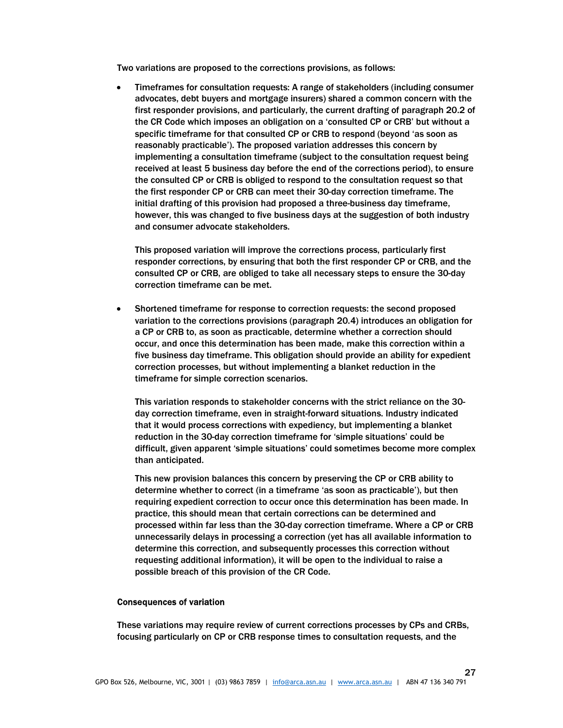Two variations are proposed to the corrections provisions, as follows:

- Timeframes for consultation requests: A range of stakeholders (including consumer advocates, debt buyers and mortgage insurers) shared a common concern with the first responder provisions, and particularly, the current drafting of paragraph 20.2 of the CR Code which imposes an obligation on a 'consulted CP or CRB' but without a specific timeframe for that consulted CP or CRB to respond (beyond 'as soon as reasonably practicable'). The proposed variation addresses this concern by implementing a consultation timeframe (subject to the consultation request being received at least 5 business day before the end of the corrections period), to ensure the consulted CP or CRB is obliged to respond to the consultation request so that the first responder CP or CRB can meet their 30-day correction timeframe. The initial drafting of this provision had proposed a three-business day timeframe, however, this was changed to five business days at the suggestion of both industry and consumer advocate stakeholders.

  This proposed variation will improve the corrections process, particularly first responder corrections, by ensuring that both the first responder CP or CRB, and the consulted CP or CRB, are obliged to take all necessary steps to ensure the 30-day correction timeframe can be met.

- Shortened timeframe for response to correction requests: the second proposed variation to the corrections provisions (paragraph 20.4) introduces an obligation for a CP or CRB to, as soon as practicable, determine whether a correction should occur, and once this determination has been made, make this correction within a five business day timeframe. This obligation should provide an ability for expedient correction processes, but without implementing a blanket reduction in the timeframe for simple correction scenarios.

  This variation responds to stakeholder concerns with the strict reliance on the 30-day correction timeframe, even in straight-forward situations. Industry indicated that it would process corrections with expediency, but implementing a blanket reduction in the 30-day correction timeframe for 'simple situations' could be difficult, given apparent 'simple situations' could sometimes become more complex than anticipated.

  This new provision balances this concern by preserving the CP or CRB ability to determine whether to correct (in a timeframe 'as soon as practicable'), but then requiring expedient correction to occur once this determination has been made. In practice, this should mean that certain corrections can be determined and processed within far less than the 30-day correction timeframe. Where a CP or CRB unnecessarily delays in processing a correction (yet has all available information to determine this correction, and subsequently processes this correction without requesting additional information), it will be open to the individual to raise a possible breach of this provision of the CR Code.

**Consequences of variation**

These variations may require review of current corrections processes by CPs and CRBs, focusing particularly on CP or CRB response times to consultation requests, and the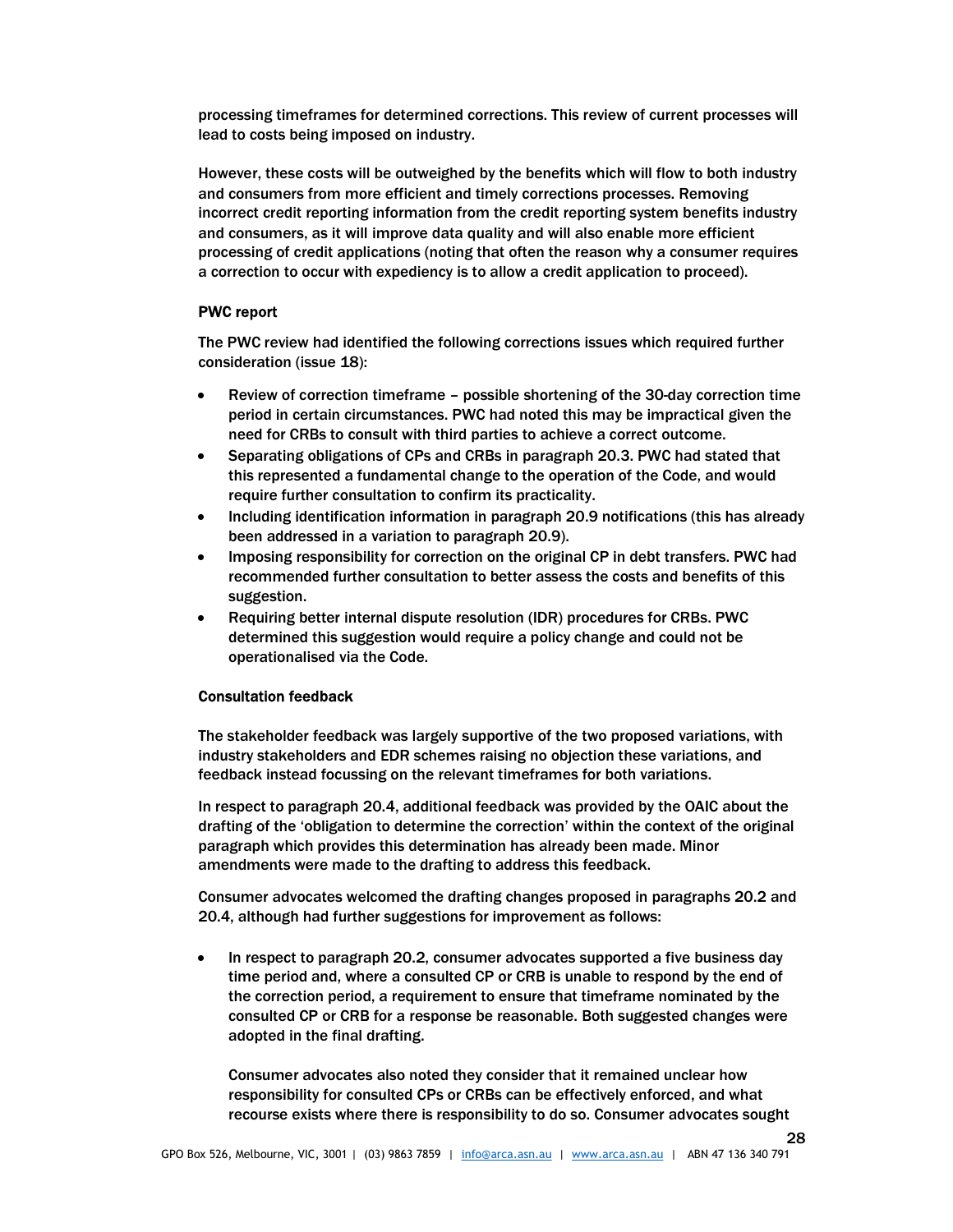processing timeframes for determined corrections. This review of current processes will lead to costs being imposed on industry.

However, these costs will be outweighed by the benefits which will flow to both industry and consumers from more efficient and timely corrections processes. Removing incorrect credit reporting information from the credit reporting system benefits industry and consumers, as it will improve data quality and will also enable more efficient processing of credit applications (noting that often the reason why a consumer requires a correction to occur with expediency is to allow a credit application to proceed).

**PWC report**

The PWC review had identified the following corrections issues which required further consideration (issue 18):

- Review of correction timeframe – possible shortening of the 30-day correction time period in certain circumstances. PWC had noted this may be impractical given the need for CRBs to consult with third parties to achieve a correct outcome.
- Separating obligations of CPs and CRBs in paragraph 20.3. PWC had stated that this represented a fundamental change to the operation of the Code, and would require further consultation to confirm its practicality.
- Including identification information in paragraph 20.9 notifications (this has already been addressed in a variation to paragraph 20.9).
- Imposing responsibility for correction on the original CP in debt transfers. PWC had recommended further consultation to better assess the costs and benefits of this suggestion.
- Requiring better internal dispute resolution (IDR) procedures for CRBs. PWC determined this suggestion would require a policy change and could not be operationalised via the Code.

**Consultation feedback**

The stakeholder feedback was largely supportive of the two proposed variations, with industry stakeholders and EDR schemes raising no objection these variations, and feedback instead focussing on the relevant timeframes for both variations.

In respect to paragraph 20.4, additional feedback was provided by the OAIC about the drafting of the 'obligation to determine the correction' within the context of the original paragraph which provides this determination has already been made. Minor amendments were made to the drafting to address this feedback.

Consumer advocates welcomed the drafting changes proposed in paragraphs 20.2 and 20.4, although had further suggestions for improvement as follows:

- In respect to paragraph 20.2, consumer advocates supported a five business day time period and, where a consulted CP or CRB is unable to respond by the end of the correction period, a requirement to ensure that timeframe nominated by the consulted CP or CRB for a response be reasonable. Both suggested changes were adopted in the final drafting.

  Consumer advocates also noted they consider that it remained unclear how responsibility for consulted CPs or CRBs can be effectively enforced, and what recourse exists where there is responsibility to do so. Consumer advocates sought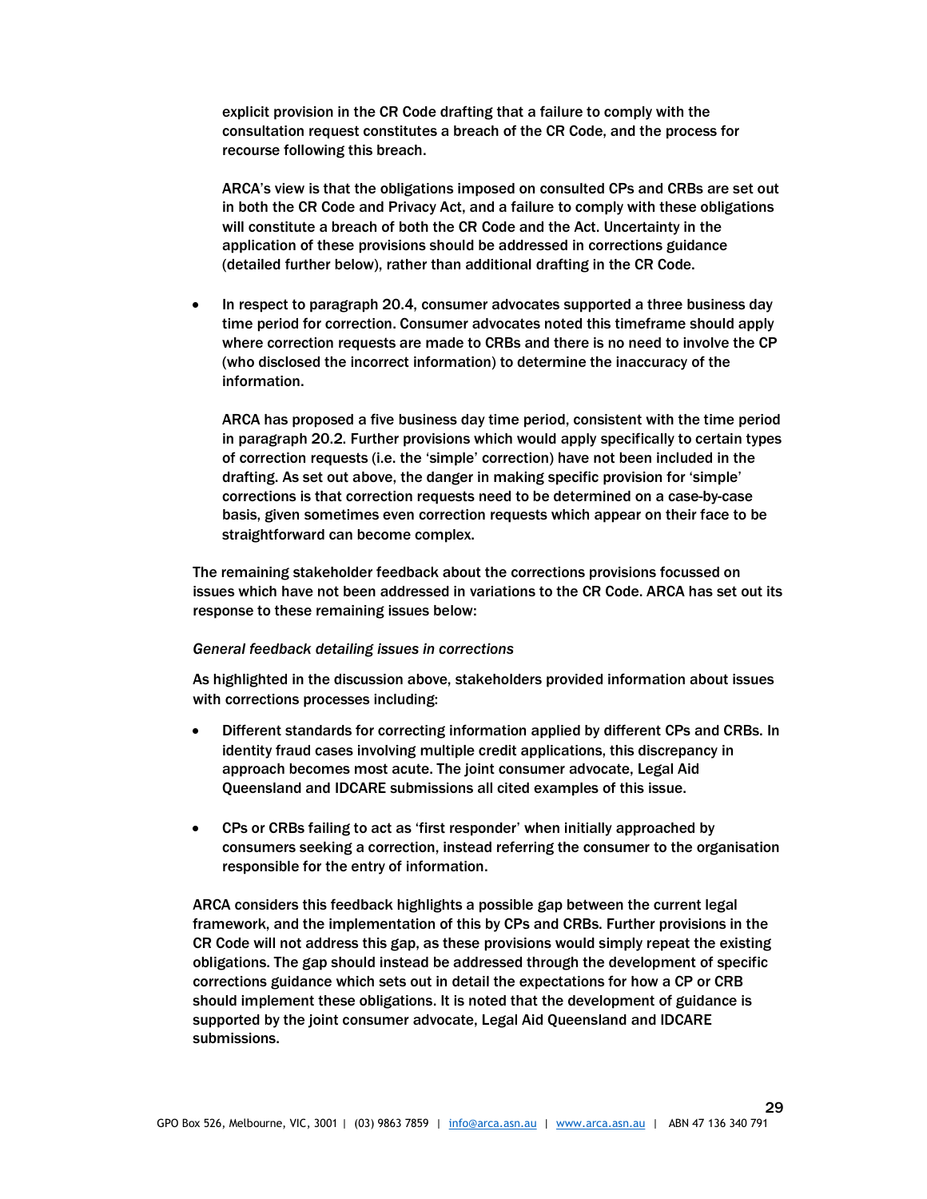explicit provision in the CR Code drafting that a failure to comply with the consultation request constitutes a breach of the CR Code, and the process for recourse following this breach.

ARCA's view is that the obligations imposed on consulted CPs and CRBs are set out in both the CR Code and Privacy Act, and a failure to comply with these obligations will constitute a breach of both the CR Code and the Act. Uncertainty in the application of these provisions should be addressed in corrections guidance (detailed further below), rather than additional drafting in the CR Code.

- In respect to paragraph 20.4, consumer advocates supported a three business day time period for correction. Consumer advocates noted this timeframe should apply where correction requests are made to CRBs and there is no need to involve the CP (who disclosed the incorrect information) to determine the inaccuracy of the information.

  ARCA has proposed a five business day time period, consistent with the time period in paragraph 20.2. Further provisions which would apply specifically to certain types of correction requests (i.e. the 'simple' correction) have not been included in the drafting. As set out above, the danger in making specific provision for 'simple' corrections is that correction requests need to be determined on a case-by-case basis, given sometimes even correction requests which appear on their face to be straightforward can become complex.

The remaining stakeholder feedback about the corrections provisions focussed on issues which have not been addressed in variations to the CR Code. ARCA has set out its response to these remaining issues below:

*General feedback detailing issues in corrections*

As highlighted in the discussion above, stakeholders provided information about issues with corrections processes including:

- Different standards for correcting information applied by different CPs and CRBs. In identity fraud cases involving multiple credit applications, this discrepancy in approach becomes most acute. The joint consumer advocate, Legal Aid Queensland and IDCARE submissions all cited examples of this issue.
- CPs or CRBs failing to act as 'first responder' when initially approached by consumers seeking a correction, instead referring the consumer to the organisation responsible for the entry of information.

ARCA considers this feedback highlights a possible gap between the current legal framework, and the implementation of this by CPs and CRBs. Further provisions in the CR Code will not address this gap, as these provisions would simply repeat the existing obligations. The gap should instead be addressed through the development of specific corrections guidance which sets out in detail the expectations for how a CP or CRB should implement these obligations. It is noted that the development of guidance is supported by the joint consumer advocate, Legal Aid Queensland and IDCARE submissions.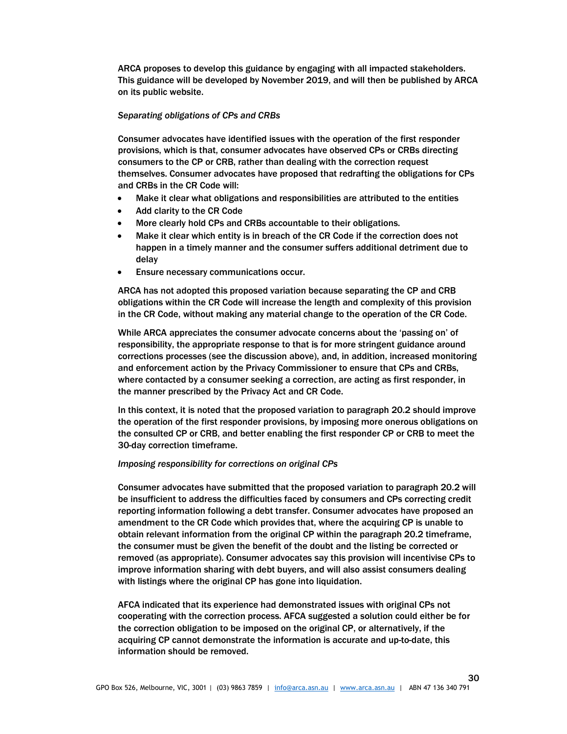ARCA proposes to develop this guidance by engaging with all impacted stakeholders. This guidance will be developed by November 2019, and will then be published by ARCA on its public website.

*Separating obligations of CPs and CRBs*

Consumer advocates have identified issues with the operation of the first responder provisions, which is that, consumer advocates have observed CPs or CRBs directing consumers to the CP or CRB, rather than dealing with the correction request themselves. Consumer advocates have proposed that redrafting the obligations for CPs and CRBs in the CR Code will:

- Make it clear what obligations and responsibilities are attributed to the entities
- Add clarity to the CR Code
- More clearly hold CPs and CRBs accountable to their obligations.
- Make it clear which entity is in breach of the CR Code if the correction does not happen in a timely manner and the consumer suffers additional detriment due to delay
- Ensure necessary communications occur.

ARCA has not adopted this proposed variation because separating the CP and CRB obligations within the CR Code will increase the length and complexity of this provision in the CR Code, without making any material change to the operation of the CR Code.

While ARCA appreciates the consumer advocate concerns about the 'passing on' of responsibility, the appropriate response to that is for more stringent guidance around corrections processes (see the discussion above), and, in addition, increased monitoring and enforcement action by the Privacy Commissioner to ensure that CPs and CRBs, where contacted by a consumer seeking a correction, are acting as first responder, in the manner prescribed by the Privacy Act and CR Code.

In this context, it is noted that the proposed variation to paragraph 20.2 should improve the operation of the first responder provisions, by imposing more onerous obligations on the consulted CP or CRB, and better enabling the first responder CP or CRB to meet the 30-day correction timeframe.

*Imposing responsibility for corrections on original CPs*

Consumer advocates have submitted that the proposed variation to paragraph 20.2 will be insufficient to address the difficulties faced by consumers and CPs correcting credit reporting information following a debt transfer. Consumer advocates have proposed an amendment to the CR Code which provides that, where the acquiring CP is unable to obtain relevant information from the original CP within the paragraph 20.2 timeframe, the consumer must be given the benefit of the doubt and the listing be corrected or removed (as appropriate). Consumer advocates say this provision will incentivise CPs to improve information sharing with debt buyers, and will also assist consumers dealing with listings where the original CP has gone into liquidation.

AFCA indicated that its experience had demonstrated issues with original CPs not cooperating with the correction process. AFCA suggested a solution could either be for the correction obligation to be imposed on the original CP, or alternatively, if the acquiring CP cannot demonstrate the information is accurate and up-to-date, this information should be removed.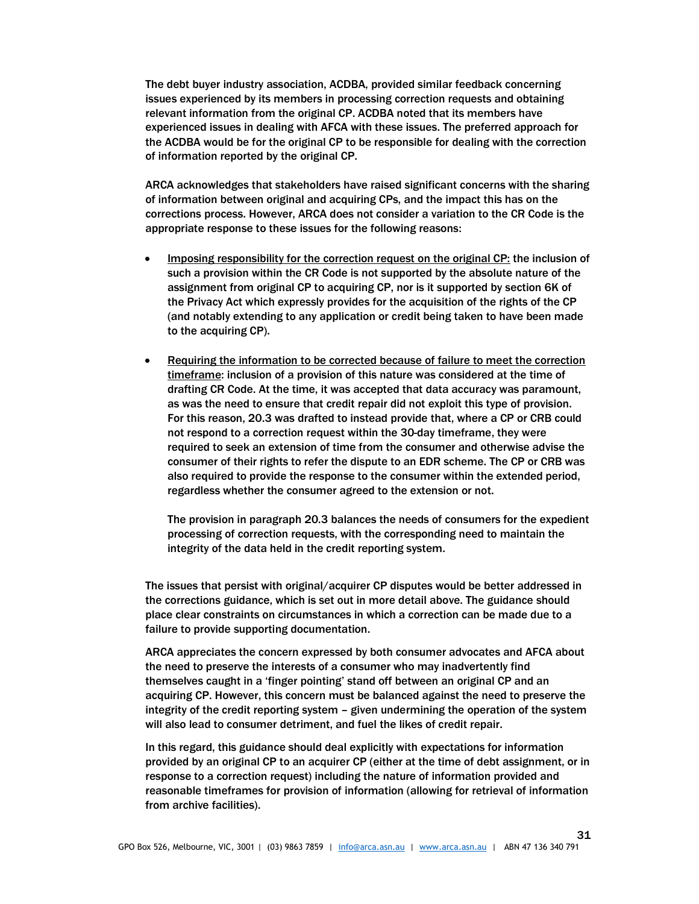The debt buyer industry association, ACDBA, provided similar feedback concerning issues experienced by its members in processing correction requests and obtaining relevant information from the original CP. ACDBA noted that its members have experienced issues in dealing with AFCA with these issues. The preferred approach for the ACDBA would be for the original CP to be responsible for dealing with the correction of information reported by the original CP.

ARCA acknowledges that stakeholders have raised significant concerns with the sharing of information between original and acquiring CPs, and the impact this has on the corrections process. However, ARCA does not consider a variation to the CR Code is the appropriate response to these issues for the following reasons:

- Imposing responsibility for the correction request on the original CP: the inclusion of such a provision within the CR Code is not supported by the absolute nature of the assignment from original CP to acquiring CP, nor is it supported by section 6K of the Privacy Act which expressly provides for the acquisition of the rights of the CP (and notably extending to any application or credit being taken to have been made to the acquiring CP).

- Requiring the information to be corrected because of failure to meet the correction timeframe: inclusion of a provision of this nature was considered at the time of drafting CR Code. At the time, it was accepted that data accuracy was paramount, as was the need to ensure that credit repair did not exploit this type of provision. For this reason, 20.3 was drafted to instead provide that, where a CP or CRB could not respond to a correction request within the 30-day timeframe, they were required to seek an extension of time from the consumer and otherwise advise the consumer of their rights to refer the dispute to an EDR scheme. The CP or CRB was also required to provide the response to the consumer within the extended period, regardless whether the consumer agreed to the extension or not.

  The provision in paragraph 20.3 balances the needs of consumers for the expedient processing of correction requests, with the corresponding need to maintain the integrity of the data held in the credit reporting system.

The issues that persist with original/acquirer CP disputes would be better addressed in the corrections guidance, which is set out in more detail above. The guidance should place clear constraints on circumstances in which a correction can be made due to a failure to provide supporting documentation.

ARCA appreciates the concern expressed by both consumer advocates and AFCA about the need to preserve the interests of a consumer who may inadvertently find themselves caught in a 'finger pointing' stand off between an original CP and an acquiring CP. However, this concern must be balanced against the need to preserve the integrity of the credit reporting system – given undermining the operation of the system will also lead to consumer detriment, and fuel the likes of credit repair.

In this regard, this guidance should deal explicitly with expectations for information provided by an original CP to an acquirer CP (either at the time of debt assignment, or in response to a correction request) including the nature of information provided and reasonable timeframes for provision of information (allowing for retrieval of information from archive facilities).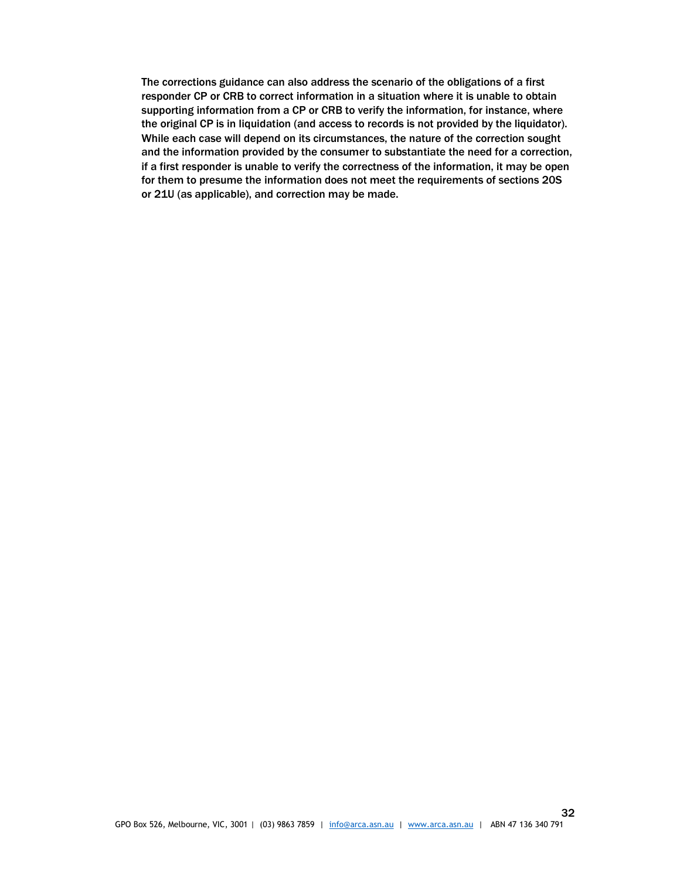The corrections guidance can also address the scenario of the obligations of a first responder CP or CRB to correct information in a situation where it is unable to obtain supporting information from a CP or CRB to verify the information, for instance, where the original CP is in liquidation (and access to records is not provided by the liquidator). While each case will depend on its circumstances, the nature of the correction sought and the information provided by the consumer to substantiate the need for a correction, if a first responder is unable to verify the correctness of the information, it may be open for them to presume the information does not meet the requirements of sections 20S or 21U (as applicable), and correction may be made.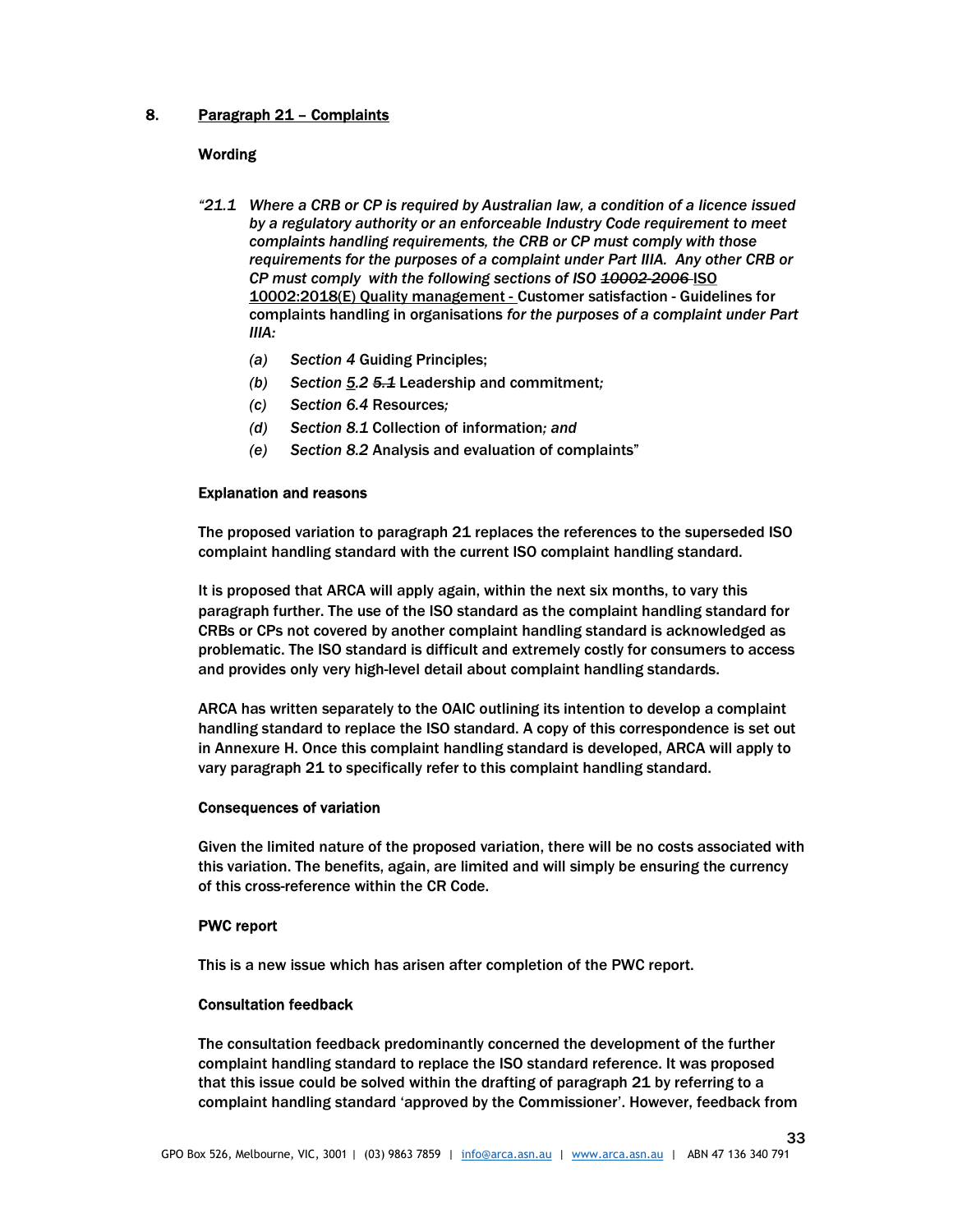## 8. Paragraph 21 – Complaints

### Wording

*"21.1 Where a CRB or CP is required by Australian law, a condition of a licence issued by a regulatory authority or an enforceable Industry Code requirement to meet complaints handling requirements, the CRB or CP must comply with those requirements for the purposes of a complaint under Part IIIA. Any other CRB or CP must comply with the following sections of ISO ~~10002-2006~~* ISO 10002:2018(E) Quality management - Customer satisfaction - Guidelines for complaints handling in organisations *for the purposes of a complaint under Part IIIA:*

- *(a) Section 4* Guiding Principles;
- *(b) Section* 5.2 ~~5.1~~ Leadership and commitment*;*
- *(c) Section 6.4* Resources*;*
- *(d) Section 8.1* Collection of information*; and*
- *(e) Section 8.2* Analysis and evaluation of complaints"

### Explanation and reasons

The proposed variation to paragraph 21 replaces the references to the superseded ISO complaint handling standard with the current ISO complaint handling standard.

It is proposed that ARCA will apply again, within the next six months, to vary this paragraph further. The use of the ISO standard as the complaint handling standard for CRBs or CPs not covered by another complaint handling standard is acknowledged as problematic. The ISO standard is difficult and extremely costly for consumers to access and provides only very high-level detail about complaint handling standards.

ARCA has written separately to the OAIC outlining its intention to develop a complaint handling standard to replace the ISO standard. A copy of this correspondence is set out in Annexure H. Once this complaint handling standard is developed, ARCA will apply to vary paragraph 21 to specifically refer to this complaint handling standard.

### Consequences of variation

Given the limited nature of the proposed variation, there will be no costs associated with this variation. The benefits, again, are limited and will simply be ensuring the currency of this cross-reference within the CR Code.

### PWC report

This is a new issue which has arisen after completion of the PWC report.

### Consultation feedback

The consultation feedback predominantly concerned the development of the further complaint handling standard to replace the ISO standard reference. It was proposed that this issue could be solved within the drafting of paragraph 21 by referring to a complaint handling standard 'approved by the Commissioner'. However, feedback from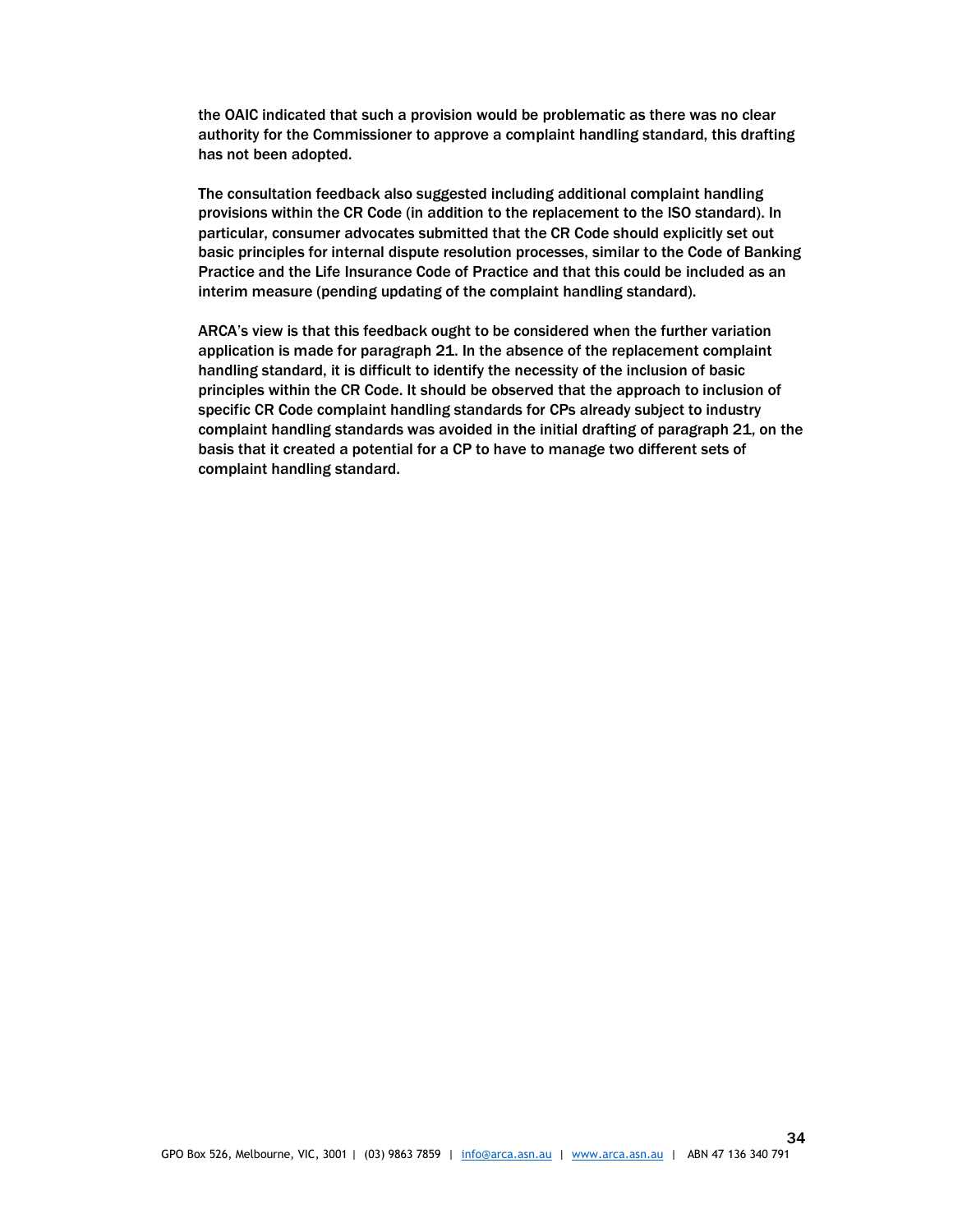the OAIC indicated that such a provision would be problematic as there was no clear authority for the Commissioner to approve a complaint handling standard, this drafting has not been adopted.

The consultation feedback also suggested including additional complaint handling provisions within the CR Code (in addition to the replacement to the ISO standard). In particular, consumer advocates submitted that the CR Code should explicitly set out basic principles for internal dispute resolution processes, similar to the Code of Banking Practice and the Life Insurance Code of Practice and that this could be included as an interim measure (pending updating of the complaint handling standard).

ARCA's view is that this feedback ought to be considered when the further variation application is made for paragraph 21. In the absence of the replacement complaint handling standard, it is difficult to identify the necessity of the inclusion of basic principles within the CR Code. It should be observed that the approach to inclusion of specific CR Code complaint handling standards for CPs already subject to industry complaint handling standards was avoided in the initial drafting of paragraph 21, on the basis that it created a potential for a CP to have to manage two different sets of complaint handling standard.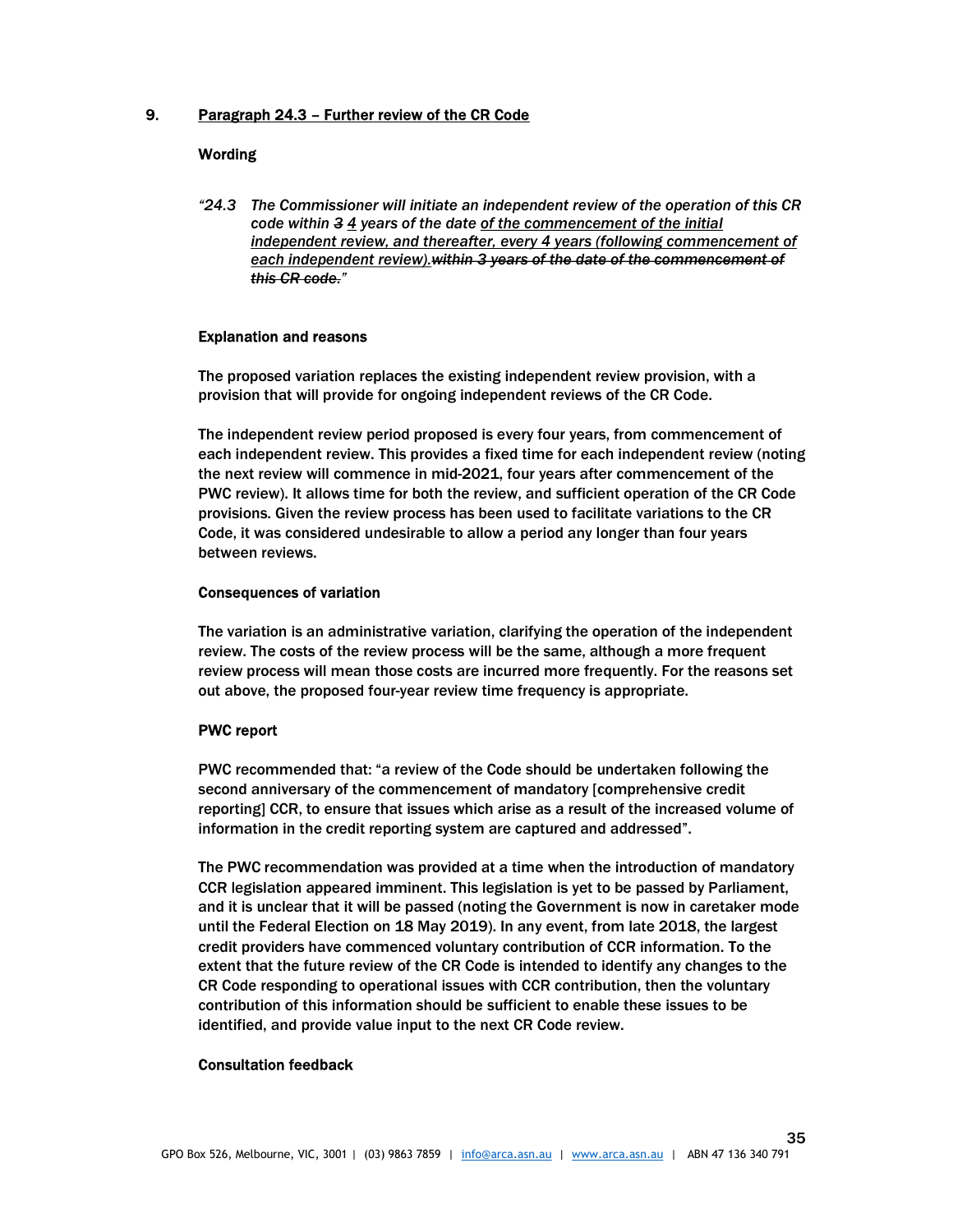## 9. Paragraph 24.3 – Further review of the CR Code

### Wording

*"24.3 The Commissioner will initiate an independent review of the operation of this CR code within ~~3~~ <u>4</u> years of the date <u>of the commencement of the initial independent review, and thereafter, every 4 years (following commencement of each independent review).</u>~~within 3 years of the date of the commencement of this CR code.~~"*

### Explanation and reasons

The proposed variation replaces the existing independent review provision, with a provision that will provide for ongoing independent reviews of the CR Code.

The independent review period proposed is every four years, from commencement of each independent review. This provides a fixed time for each independent review (noting the next review will commence in mid-2021, four years after commencement of the PWC review). It allows time for both the review, and sufficient operation of the CR Code provisions. Given the review process has been used to facilitate variations to the CR Code, it was considered undesirable to allow a period any longer than four years between reviews.

### Consequences of variation

The variation is an administrative variation, clarifying the operation of the independent review. The costs of the review process will be the same, although a more frequent review process will mean those costs are incurred more frequently. For the reasons set out above, the proposed four-year review time frequency is appropriate.

### PWC report

PWC recommended that: "a review of the Code should be undertaken following the second anniversary of the commencement of mandatory [comprehensive credit reporting] CCR, to ensure that issues which arise as a result of the increased volume of information in the credit reporting system are captured and addressed".

The PWC recommendation was provided at a time when the introduction of mandatory CCR legislation appeared imminent. This legislation is yet to be passed by Parliament, and it is unclear that it will be passed (noting the Government is now in caretaker mode until the Federal Election on 18 May 2019). In any event, from late 2018, the largest credit providers have commenced voluntary contribution of CCR information. To the extent that the future review of the CR Code is intended to identify any changes to the CR Code responding to operational issues with CCR contribution, then the voluntary contribution of this information should be sufficient to enable these issues to be identified, and provide value input to the next CR Code review.

### Consultation feedback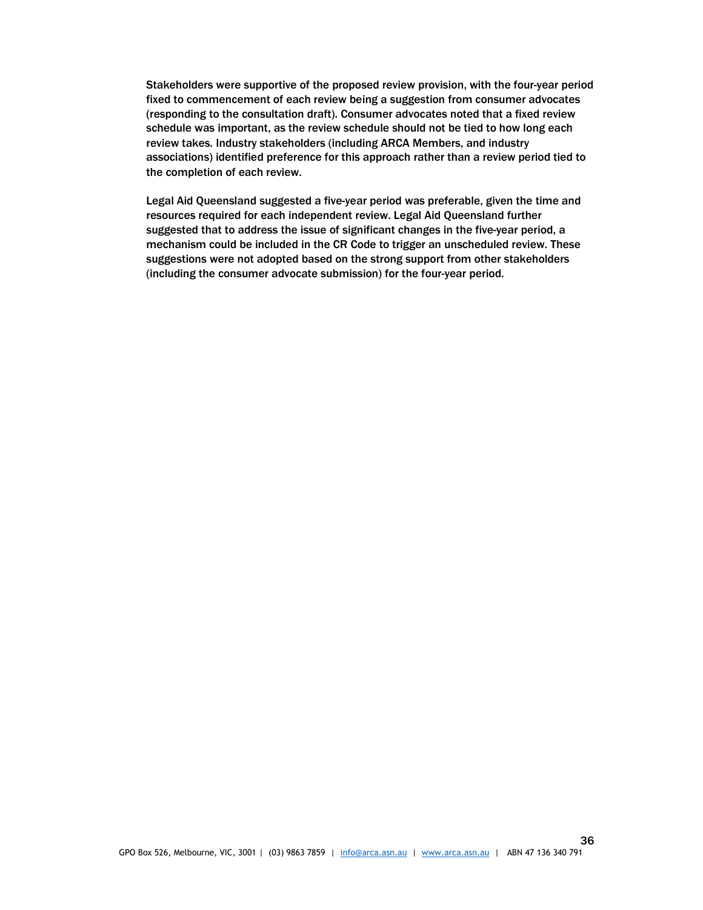Stakeholders were supportive of the proposed review provision, with the four-year period fixed to commencement of each review being a suggestion from consumer advocates (responding to the consultation draft). Consumer advocates noted that a fixed review schedule was important, as the review schedule should not be tied to how long each review takes. Industry stakeholders (including ARCA Members, and industry associations) identified preference for this approach rather than a review period tied to the completion of each review.

Legal Aid Queensland suggested a five-year period was preferable, given the time and resources required for each independent review. Legal Aid Queensland further suggested that to address the issue of significant changes in the five-year period, a mechanism could be included in the CR Code to trigger an unscheduled review. These suggestions were not adopted based on the strong support from other stakeholders (including the consumer advocate submission) for the four-year period.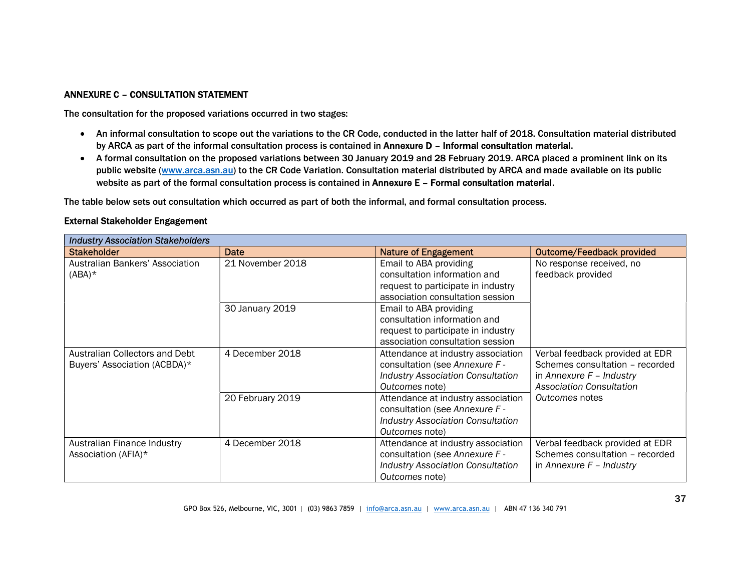### ANNEXURE C – CONSULTATION STATEMENT

**The consultation for the proposed variations occurred in two stages:**

- **An informal consultation to scope out the variations to the CR Code, conducted in the latter half of 2018. Consultation material distributed by ARCA as part of the informal consultation process is contained in Annexure D – Informal consultation material.**
- **A formal consultation on the proposed variations between 30 January 2019 and 28 February 2019. ARCA placed a prominent link on its public website ([www.arca.asn.au](http://www.arca.asn.au)) to the CR Code Variation. Consultation material distributed by ARCA and made available on its public website as part of the formal consultation process is contained in Annexure E – Formal consultation material.**

**The table below sets out consultation which occurred as part of both the informal, and formal consultation process.**

**External Stakeholder Engagement**

| *Industry Association Stakeholders* | | | |
|---|---|---|---|
| Stakeholder | Date | Nature of Engagement | Outcome/Feedback provided |
| Australian Bankers' Association (ABA)* | 21 November 2018 | Email to ABA providing consultation information and request to participate in industry association consultation session | No response received, no feedback provided |
| | 30 January 2019 | Email to ABA providing consultation information and request to participate in industry association consultation session | |
| Australian Collectors and Debt Buyers' Association (ACBDA)* | 4 December 2018 | Attendance at industry association consultation (see *Annexure F - Industry Association Consultation Outcomes* note) | Verbal feedback provided at EDR Schemes consultation – recorded in *Annexure F – Industry Association Consultation Outcomes* notes |
| | 20 February 2019 | Attendance at industry association consultation (see *Annexure F - Industry Association Consultation Outcomes* note) | |
| Australian Finance Industry Association (AFIA)* | 4 December 2018 | Attendance at industry association consultation (see *Annexure F - Industry Association Consultation Outcomes* note) | Verbal feedback provided at EDR Schemes consultation – recorded in *Annexure F – Industry* |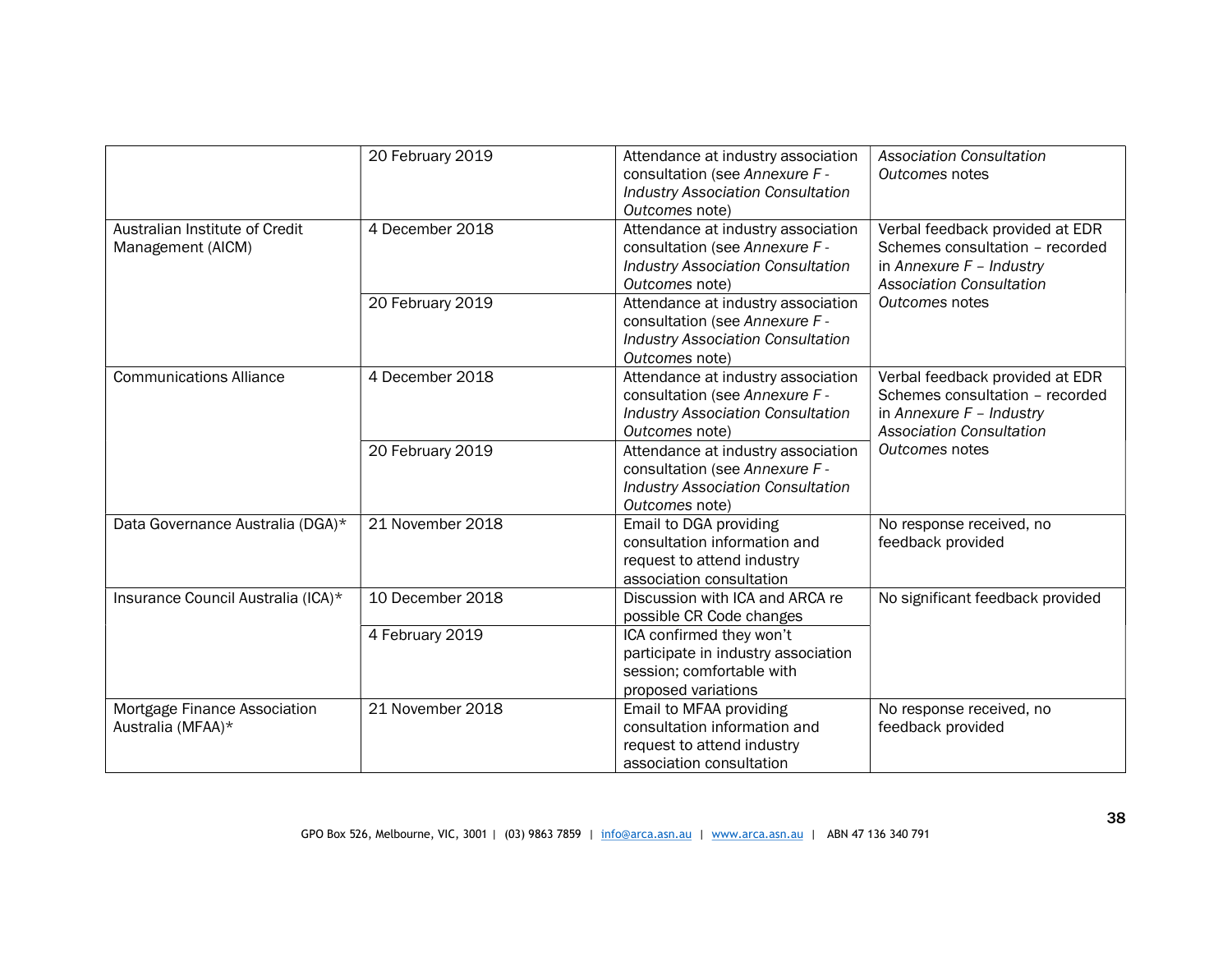| | | | |
|---|---|---|---|
| | 20 February 2019 | Attendance at industry association consultation (see *Annexure F - Industry Association Consultation Outcomes* note) | *Association Consultation Outcomes* notes |
| Australian Institute of Credit Management (AICM) | 4 December 2018 | Attendance at industry association consultation (see *Annexure F - Industry Association Consultation Outcomes* note) | Verbal feedback provided at EDR Schemes consultation – recorded in *Annexure F – Industry Association Consultation Outcomes* notes |
| | 20 February 2019 | Attendance at industry association consultation (see *Annexure F - Industry Association Consultation Outcomes* note) | |
| Communications Alliance | 4 December 2018 | Attendance at industry association consultation (see *Annexure F - Industry Association Consultation Outcomes* note) | Verbal feedback provided at EDR Schemes consultation – recorded in *Annexure F – Industry Association Consultation Outcomes* notes |
| | 20 February 2019 | Attendance at industry association consultation (see *Annexure F - Industry Association Consultation Outcomes* note) | |
| Data Governance Australia (DGA)* | 21 November 2018 | Email to DGA providing consultation information and request to attend industry association consultation | No response received, no feedback provided |
| Insurance Council Australia (ICA)* | 10 December 2018 | Discussion with ICA and ARCA re possible CR Code changes | No significant feedback provided |
| | 4 February 2019 | ICA confirmed they won't participate in industry association session; comfortable with proposed variations | |
| Mortgage Finance Association Australia (MFAA)* | 21 November 2018 | Email to MFAA providing consultation information and request to attend industry association consultation | No response received, no feedback provided |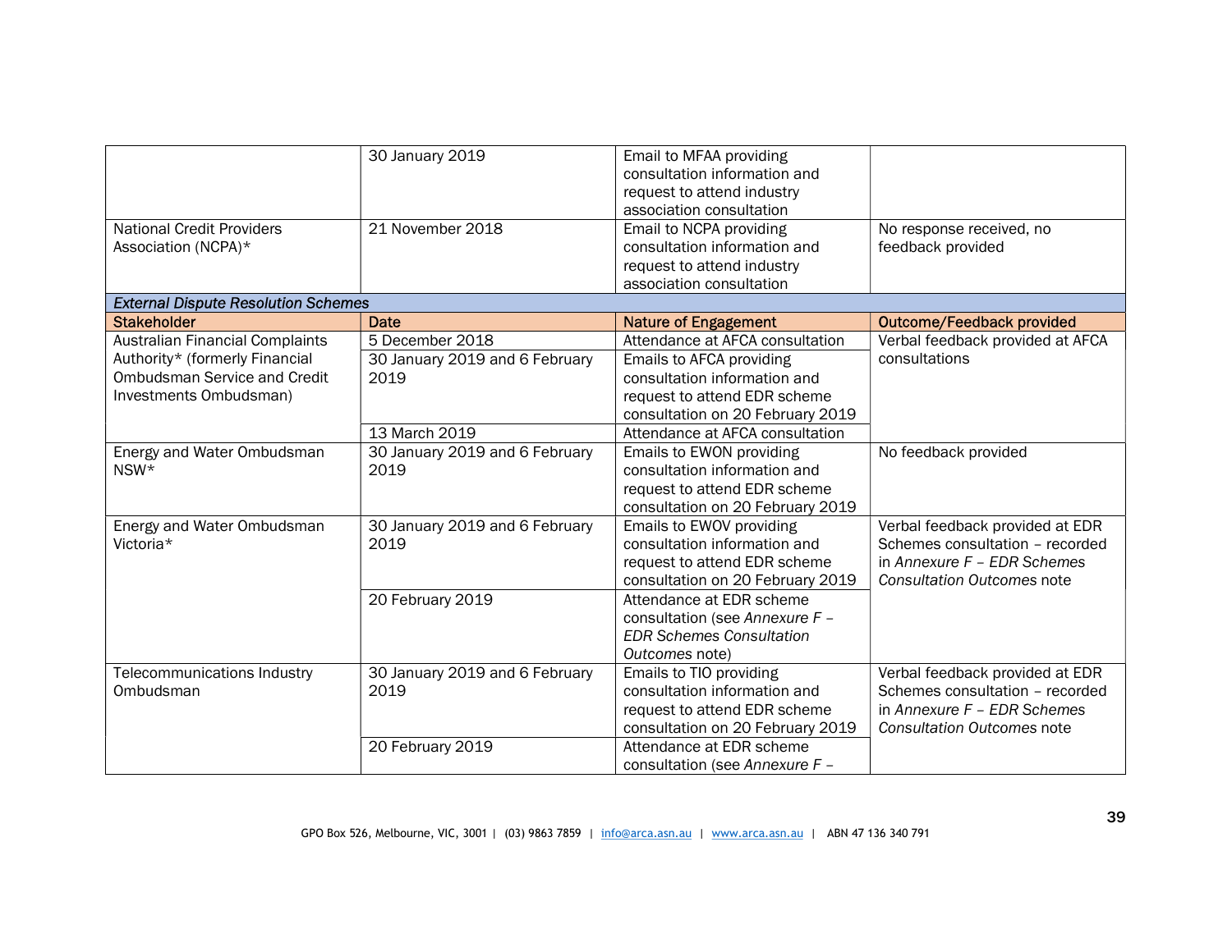| | | | |
|---|---|---|---|
| | 30 January 2019 | Email to MFAA providing consultation information and request to attend industry association consultation | |
| National Credit Providers Association (NCPA)* | 21 November 2018 | Email to NCPA providing consultation information and request to attend industry association consultation | No response received, no feedback provided |
| *External Dispute Resolution Schemes* | | | |
| Stakeholder | Date | Nature of Engagement | Outcome/Feedback provided |
| Australian Financial Complaints Authority* (formerly Financial Ombudsman Service and Credit Investments Ombudsman) | 5 December 2018 | Attendance at AFCA consultation | Verbal feedback provided at AFCA consultations |
| | 30 January 2019 and 6 February 2019 | Emails to AFCA providing consultation information and request to attend EDR scheme consultation on 20 February 2019 | |
| | 13 March 2019 | Attendance at AFCA consultation | |
| Energy and Water Ombudsman NSW* | 30 January 2019 and 6 February 2019 | Emails to EWON providing consultation information and request to attend EDR scheme consultation on 20 February 2019 | No feedback provided |
| Energy and Water Ombudsman Victoria* | 30 January 2019 and 6 February 2019 | Emails to EWOV providing consultation information and request to attend EDR scheme consultation on 20 February 2019 | Verbal feedback provided at EDR Schemes consultation – recorded in *Annexure F – EDR Schemes Consultation Outcomes* note |
| | 20 February 2019 | Attendance at EDR scheme consultation (see *Annexure F – EDR Schemes Consultation Outcomes* note) | |
| Telecommunications Industry Ombudsman | 30 January 2019 and 6 February 2019 | Emails to TIO providing consultation information and request to attend EDR scheme consultation on 20 February 2019 | Verbal feedback provided at EDR Schemes consultation – recorded in *Annexure F – EDR Schemes Consultation Outcomes* note |
| | 20 February 2019 | Attendance at EDR scheme consultation (see *Annexure F –* | |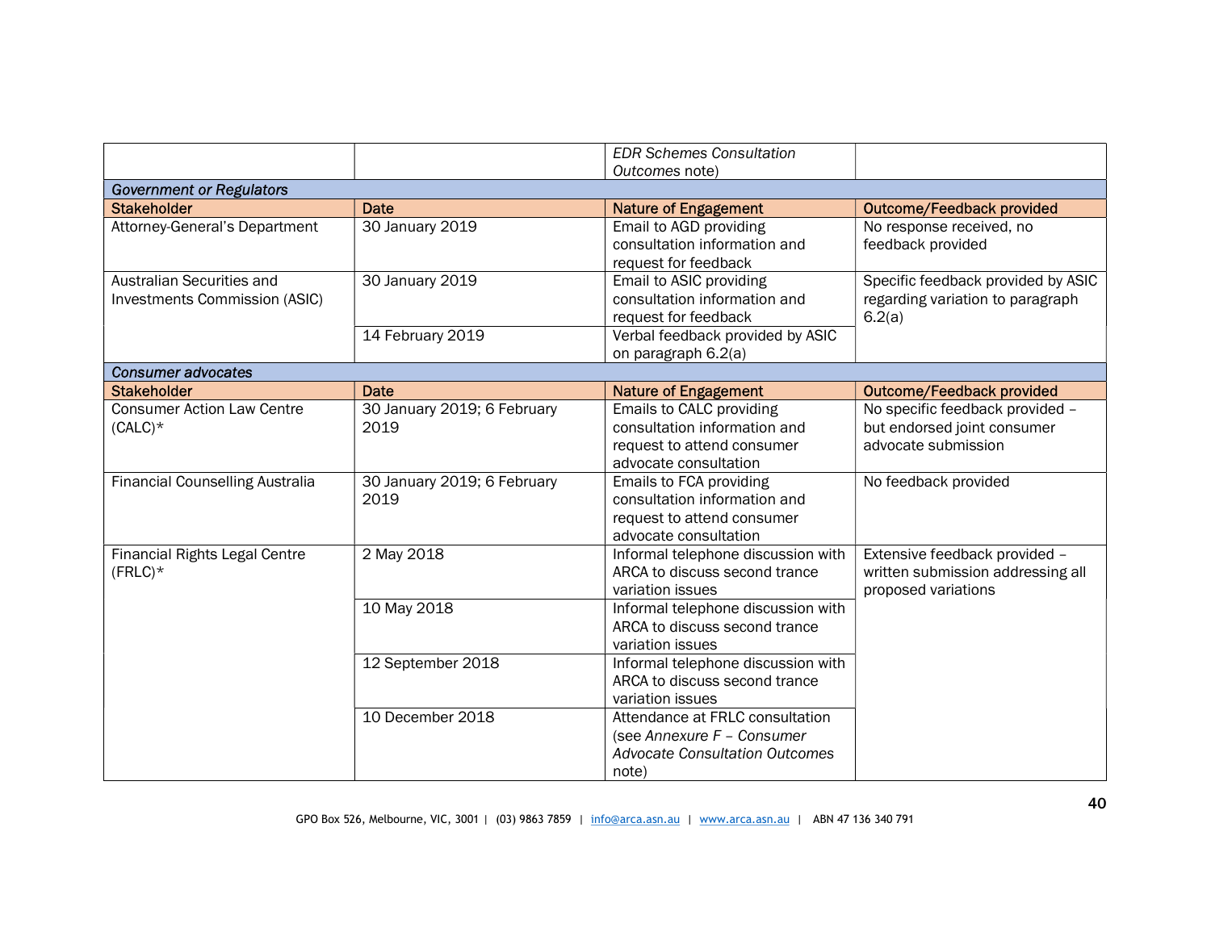| | | | |
|---|---|---|---|
| | | *EDR Schemes Consultation Outcomes* note) | |
| *Government or Regulators* | | | |
| Stakeholder | Date | Nature of Engagement | Outcome/Feedback provided |
| Attorney-General's Department | 30 January 2019 | Email to AGD providing consultation information and request for feedback | No response received, no feedback provided |
| Australian Securities and Investments Commission (ASIC) | 30 January 2019 | Email to ASIC providing consultation information and request for feedback | Specific feedback provided by ASIC regarding variation to paragraph 6.2(a) |
| | 14 February 2019 | Verbal feedback provided by ASIC on paragraph 6.2(a) | |
| *Consumer advocates* | | | |
| Stakeholder | Date | Nature of Engagement | Outcome/Feedback provided |
| Consumer Action Law Centre (CALC)* | 30 January 2019; 6 February 2019 | Emails to CALC providing consultation information and request to attend consumer advocate consultation | No specific feedback provided – but endorsed joint consumer advocate submission |
| Financial Counselling Australia | 30 January 2019; 6 February 2019 | Emails to FCA providing consultation information and request to attend consumer advocate consultation | No feedback provided |
| Financial Rights Legal Centre (FRLC)* | 2 May 2018 | Informal telephone discussion with ARCA to discuss second trance variation issues | Extensive feedback provided – written submission addressing all proposed variations |
| | 10 May 2018 | Informal telephone discussion with ARCA to discuss second trance variation issues | |
| | 12 September 2018 | Informal telephone discussion with ARCA to discuss second trance variation issues | |
| | 10 December 2018 | Attendance at FRLC consultation (see *Annexure F – Consumer Advocate Consultation Outcomes* note) | |

GPO Box 526, Melbourne, VIC, 3001 | (03) 9863 7859 | info@arca.asn.au | www.arca.asn.au | ABN 47 136 340 791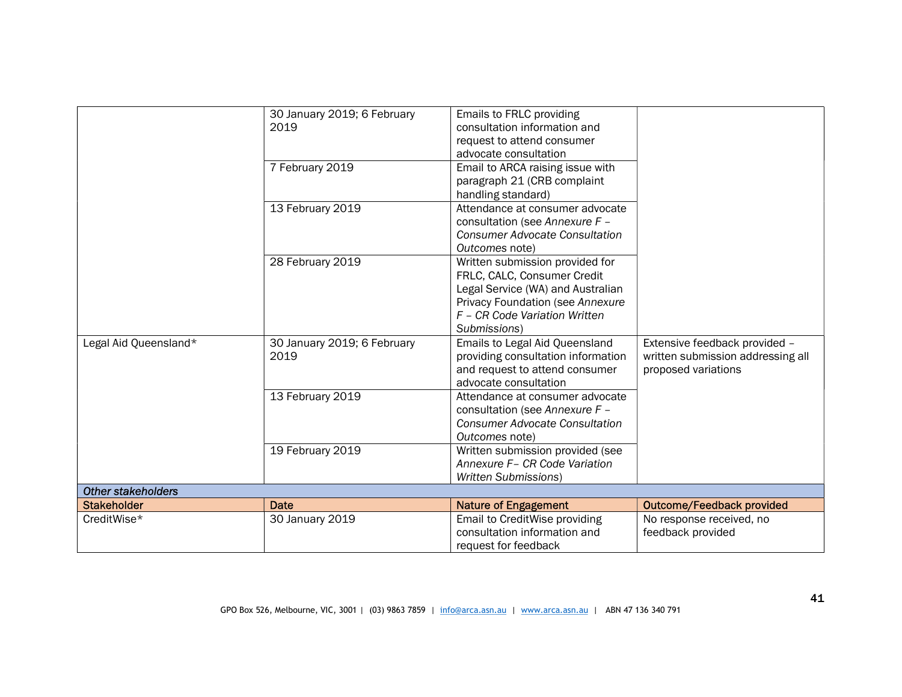| | | | |
|---|---|---|---|
| | 30 January 2019; 6 February 2019 | Emails to FRLC providing consultation information and request to attend consumer advocate consultation | |
| | 7 February 2019 | Email to ARCA raising issue with paragraph 21 (CRB complaint handling standard) | |
| | 13 February 2019 | Attendance at consumer advocate consultation (see *Annexure F – Consumer Advocate Consultation Outcomes* note) | |
| | 28 February 2019 | Written submission provided for FRLC, CALC, Consumer Credit Legal Service (WA) and Australian Privacy Foundation (see *Annexure F – CR Code Variation Written Submissions*) | |
| Legal Aid Queensland* | 30 January 2019; 6 February 2019 | Emails to Legal Aid Queensland providing consultation information and request to attend consumer advocate consultation | Extensive feedback provided – written submission addressing all proposed variations |
| | 13 February 2019 | Attendance at consumer advocate consultation (see *Annexure F – Consumer Advocate Consultation Outcomes* note) | |
| | 19 February 2019 | Written submission provided (see *Annexure F– CR Code Variation Written Submissions*) | |
| ***Other stakeholders*** | | | |
| **Stakeholder** | **Date** | **Nature of Engagement** | **Outcome/Feedback provided** |
| CreditWise* | 30 January 2019 | Email to CreditWise providing consultation information and request for feedback | No response received, no feedback provided |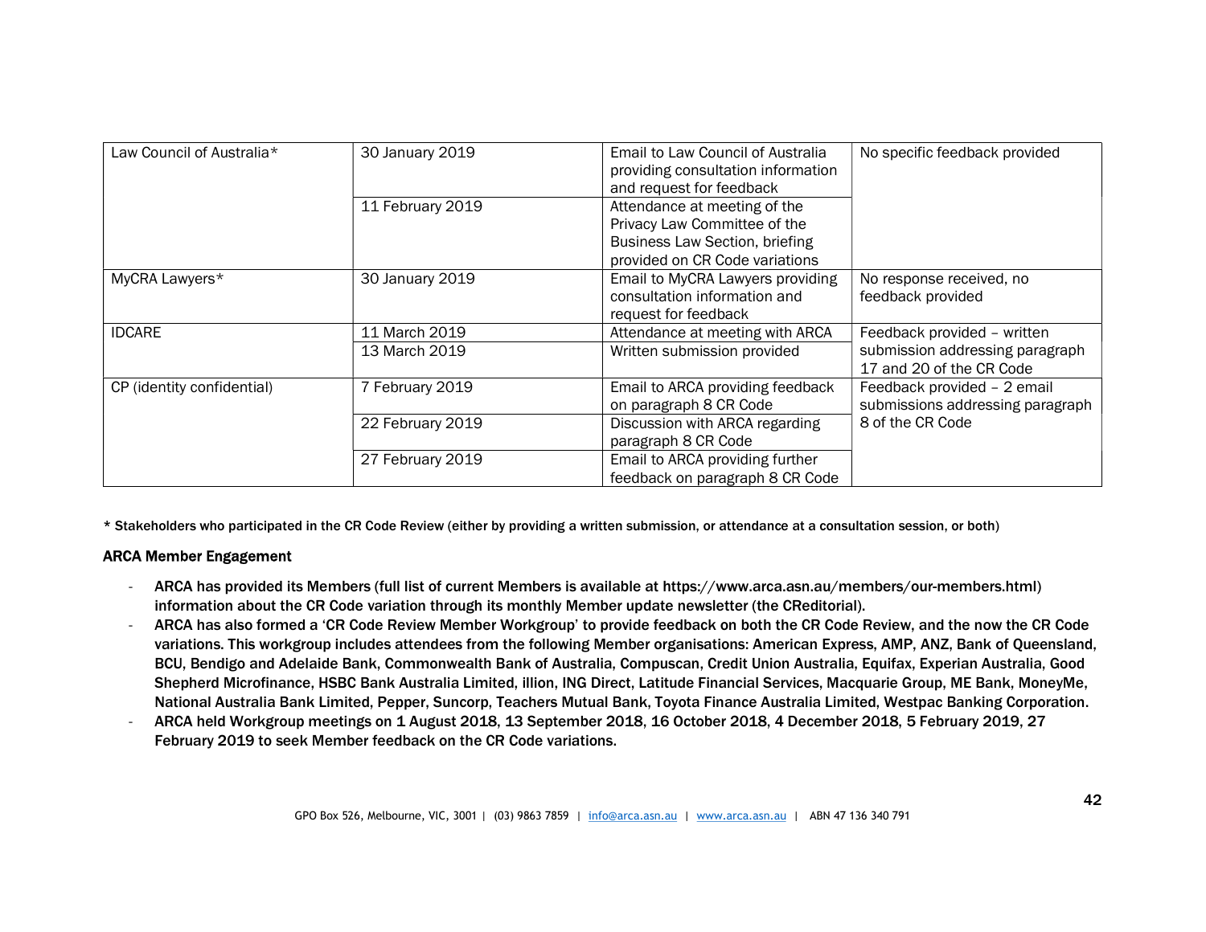| | | | |
|---|---|---|---|
| Law Council of Australia* | 30 January 2019 | Email to Law Council of Australia providing consultation information and request for feedback | No specific feedback provided |
| | 11 February 2019 | Attendance at meeting of the Privacy Law Committee of the Business Law Section, briefing provided on CR Code variations | |
| MyCRA Lawyers* | 30 January 2019 | Email to MyCRA Lawyers providing consultation information and request for feedback | No response received, no feedback provided |
| IDCARE | 11 March 2019 | Attendance at meeting with ARCA | Feedback provided – written submission addressing paragraph 17 and 20 of the CR Code |
| | 13 March 2019 | Written submission provided | |
| CP (identity confidential) | 7 February 2019 | Email to ARCA providing feedback on paragraph 8 CR Code | Feedback provided – 2 email submissions addressing paragraph 8 of the CR Code |
| | 22 February 2019 | Discussion with ARCA regarding paragraph 8 CR Code | |
| | 27 February 2019 | Email to ARCA providing further feedback on paragraph 8 CR Code | |

**\* Stakeholders who participated in the CR Code Review (either by providing a written submission, or attendance at a consultation session, or both)**

**ARCA Member Engagement**

- **ARCA has provided its Members (full list of current Members is available at https://www.arca.asn.au/members/our-members.html) information about the CR Code variation through its monthly Member update newsletter (the CReditorial).**
- **ARCA has also formed a 'CR Code Review Member Workgroup' to provide feedback on both the CR Code Review, and the now the CR Code variations. This workgroup includes attendees from the following Member organisations: American Express, AMP, ANZ, Bank of Queensland, BCU, Bendigo and Adelaide Bank, Commonwealth Bank of Australia, Compuscan, Credit Union Australia, Equifax, Experian Australia, Good Shepherd Microfinance, HSBC Bank Australia Limited, illion, ING Direct, Latitude Financial Services, Macquarie Group, ME Bank, MoneyMe, National Australia Bank Limited, Pepper, Suncorp, Teachers Mutual Bank, Toyota Finance Australia Limited, Westpac Banking Corporation.**
- **ARCA held Workgroup meetings on 1 August 2018, 13 September 2018, 16 October 2018, 4 December 2018, 5 February 2019, 27 February 2019 to seek Member feedback on the CR Code variations.**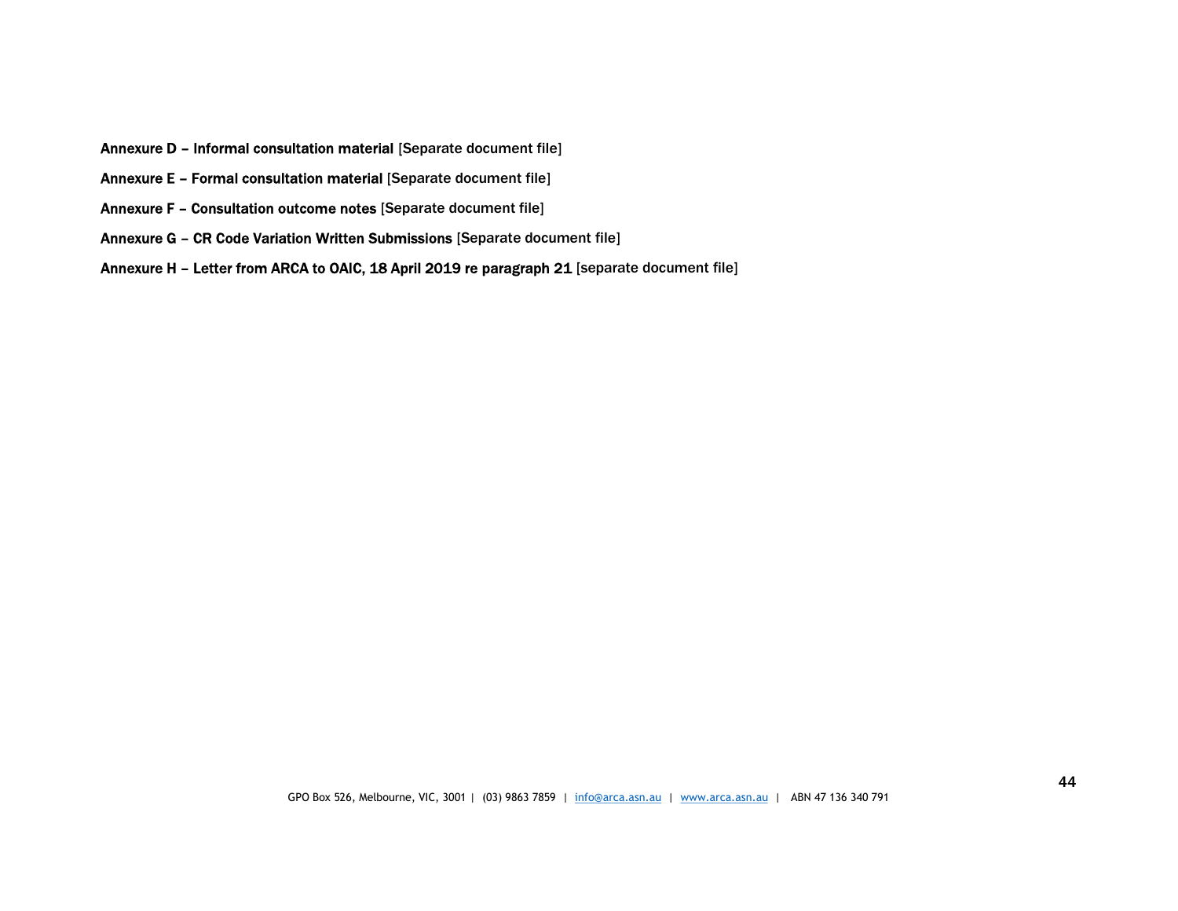**Annexure D – Informal consultation material** [Separate document file]

**Annexure E – Formal consultation material** [Separate document file]

**Annexure F – Consultation outcome notes** [Separate document file]

**Annexure G – CR Code Variation Written Submissions** [Separate document file]

**Annexure H – Letter from ARCA to OAIC, 18 April 2019 re paragraph 21** [separate document file]